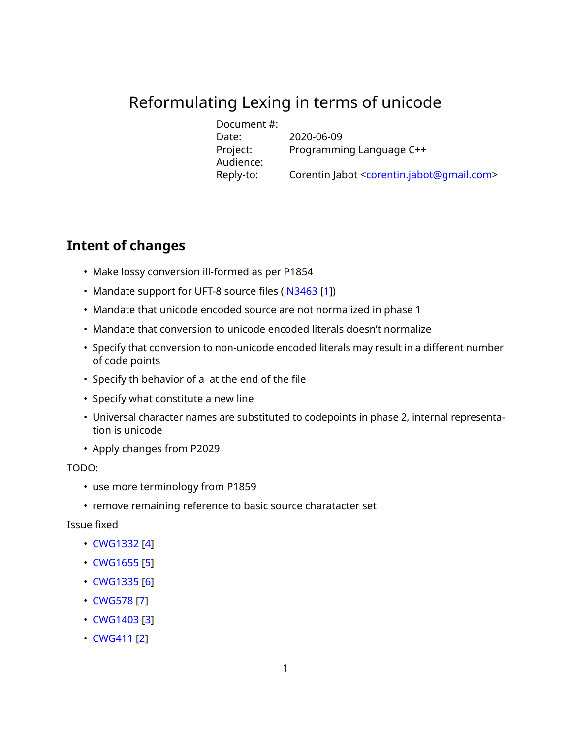# Reformulating Lexing in terms of unicode

| | |
|---|---|
| Document #: | |
| Date: | 2020-06-09 |
| Project: | Programming Language C++ |
| Audience: | |
| Reply-to: | Corentin Jabot <corentin.jabot@gmail.com> |

## Intent of changes

- Make lossy conversion ill-formed as per P1854
- Mandate support for UFT-8 source files ( N3463 [1])
- Mandate that unicode encoded source are not normalized in phase 1
- Mandate that conversion to unicode encoded literals doesn't normalize
- Specify that conversion to non-unicode encoded literals may result in a different number of code points
- Specify th behavior of a  at the end of the file
- Specify what constitute a new line
- Universal character names are substituted to codepoints in phase 2, internal representation is unicode
- Apply changes from P2029

TODO:

- use more terminology from P1859
- remove remaining reference to basic source charatacter set

Issue fixed

- CWG1332 [4]
- CWG1655 [5]
- CWG1335 [6]
- CWG578 [7]
- CWG1403 [3]
- CWG411 [2]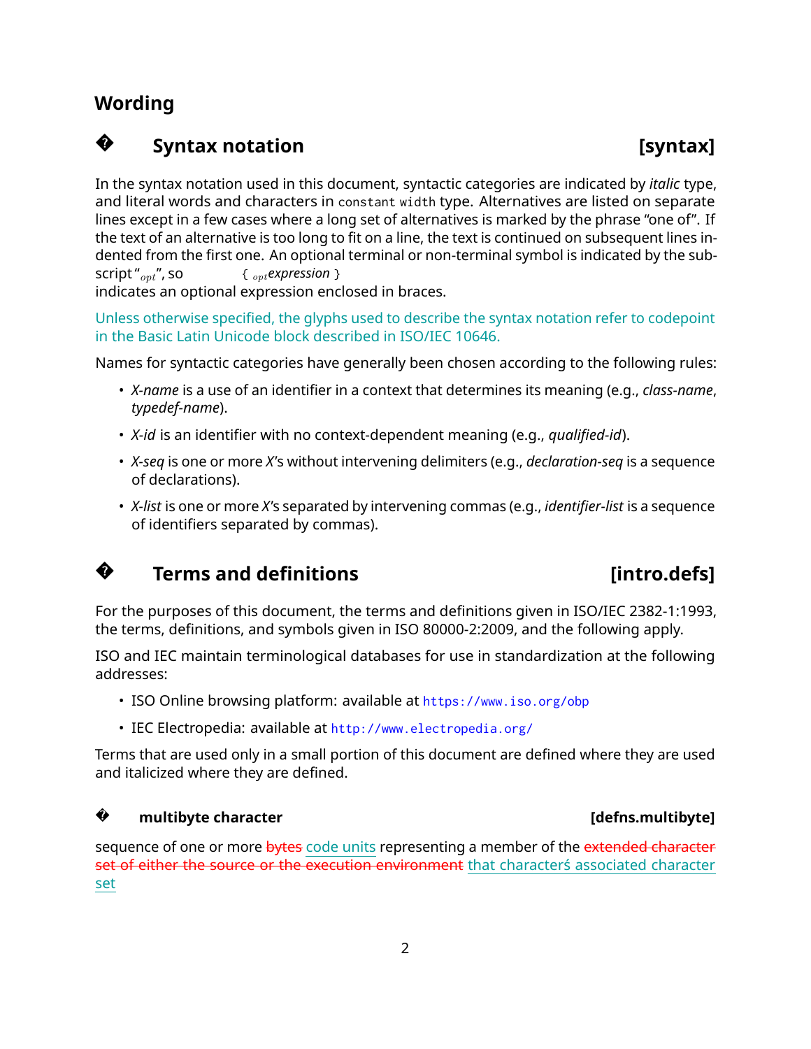# Wording

## � Syntax notation [syntax]

In the syntax notation used in this document, syntactic categories are indicated by *italic* type, and literal words and characters in `constant width` type. Alternatives are listed on separate lines except in a few cases where a long set of alternatives is marked by the phrase "one of". If the text of an alternative is too long to fit on a line, the text is continued on subsequent lines indented from the first one. An optional terminal or non-terminal symbol is indicated by the subscript "$_{opt}$", so `{` $_{opt}$*expression* `}`
indicates an optional expression enclosed in braces.

Unless otherwise specified, the glyphs used to describe the syntax notation refer to codepoint in the Basic Latin Unicode block described in ISO/IEC 10646.

Names for syntactic categories have generally been chosen according to the following rules:

- *X-name* is a use of an identifier in a context that determines its meaning (e.g., *class-name*, *typedef-name*).
- *X-id* is an identifier with no context-dependent meaning (e.g., *qualified-id*).
- *X-seq* is one or more *X*'s without intervening delimiters (e.g., *declaration-seq* is a sequence of declarations).
- *X-list* is one or more *X*'s separated by intervening commas (e.g., *identifier-list* is a sequence of identifiers separated by commas).

## � Terms and definitions [intro.defs]

For the purposes of this document, the terms and definitions given in ISO/IEC 2382-1:1993, the terms, definitions, and symbols given in ISO 80000-2:2009, and the following apply.

ISO and IEC maintain terminological databases for use in standardization at the following addresses:

- ISO Online browsing platform: available at https://www.iso.org/obp
- IEC Electropedia: available at http://www.electropedia.org/

Terms that are used only in a small portion of this document are defined where they are used and italicized where they are defined.

### � multibyte character [defns.multibyte]

sequence of one or more ~~bytes~~ code units representing a member of the ~~extended character set of either the source or the execution environment~~ that characterś associated character set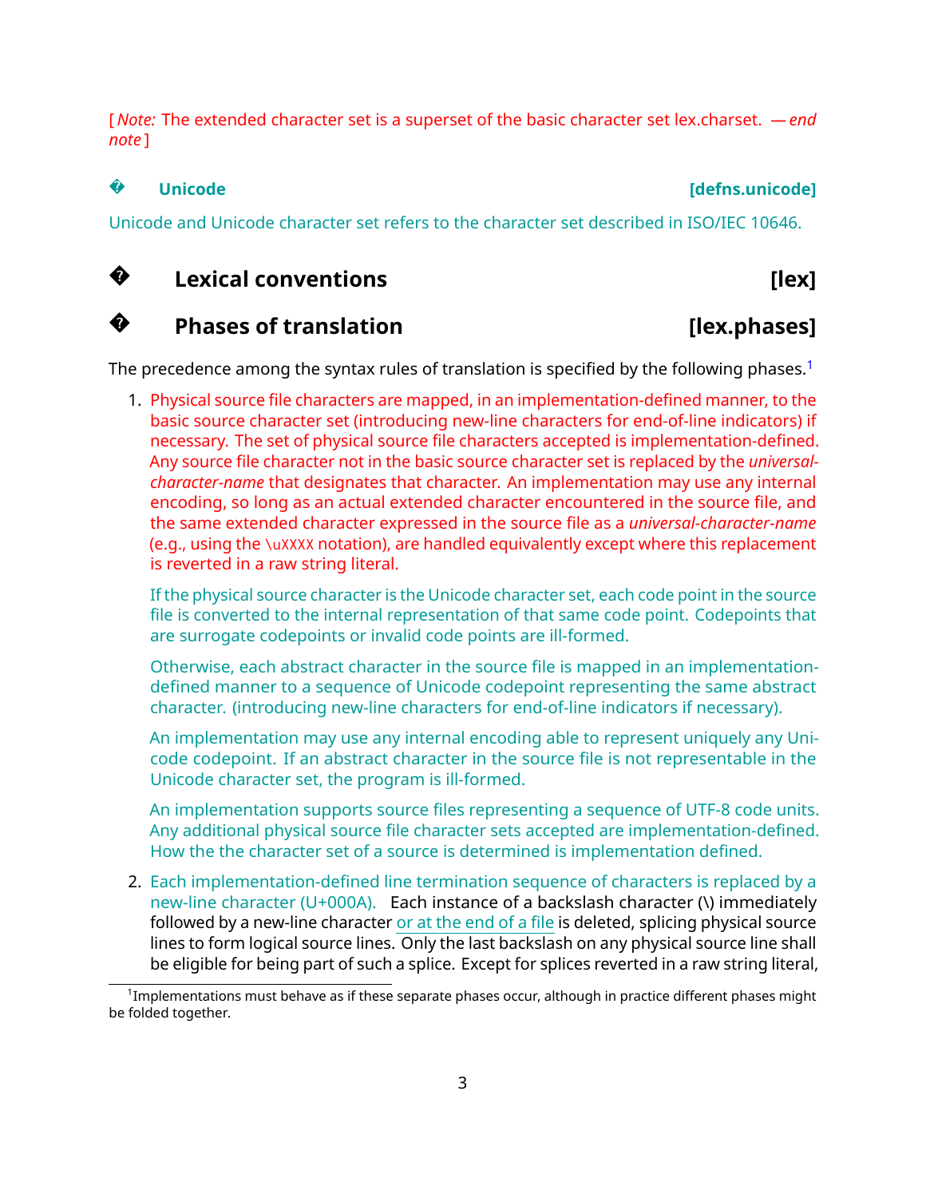[ *Note:* The extended character set is a superset of the basic character set lex.charset. — *end note* ]

### � Unicode [defns.unicode]

Unicode and Unicode character set refers to the character set described in ISO/IEC 10646.

# � Lexical conventions [lex]

## � Phases of translation [lex.phases]

The precedence among the syntax rules of translation is specified by the following phases.[1]

1. Physical source file characters are mapped, in an implementation-defined manner, to the basic source character set (introducing new-line characters for end-of-line indicators) if necessary. The set of physical source file characters accepted is implementation-defined. Any source file character not in the basic source character set is replaced by the *universal-character-name* that designates that character. An implementation may use any internal encoding, so long as an actual extended character encountered in the source file, and the same extended character expressed in the source file as a *universal-character-name* (e.g., using the `\uXXXX` notation), are handled equivalently except where this replacement is reverted in a raw string literal.

   If the physical source character is the Unicode character set, each code point in the source file is converted to the internal representation of that same code point. Codepoints that are surrogate codepoints or invalid code points are ill-formed.

   Otherwise, each abstract character in the source file is mapped in an implementation-defined manner to a sequence of Unicode codepoint representing the same abstract character. (introducing new-line characters for end-of-line indicators if necessary).

   An implementation may use any internal encoding able to represent uniquely any Unicode codepoint. If an abstract character in the source file is not representable in the Unicode character set, the program is ill-formed.

   An implementation supports source files representing a sequence of UTF-8 code units. Any additional physical source file character sets accepted are implementation-defined. How the the character set of a source is determined is implementation defined.

2. Each implementation-defined line termination sequence of characters is replaced by a new-line character (U+000A). Each instance of a backslash character (\) immediately followed by a new-line character or at the end of a file is deleted, splicing physical source lines to form logical source lines. Only the last backslash on any physical source line shall be eligible for being part of such a splice. Except for splices reverted in a raw string literal,

[1] Implementations must behave as if these separate phases occur, although in practice different phases might be folded together.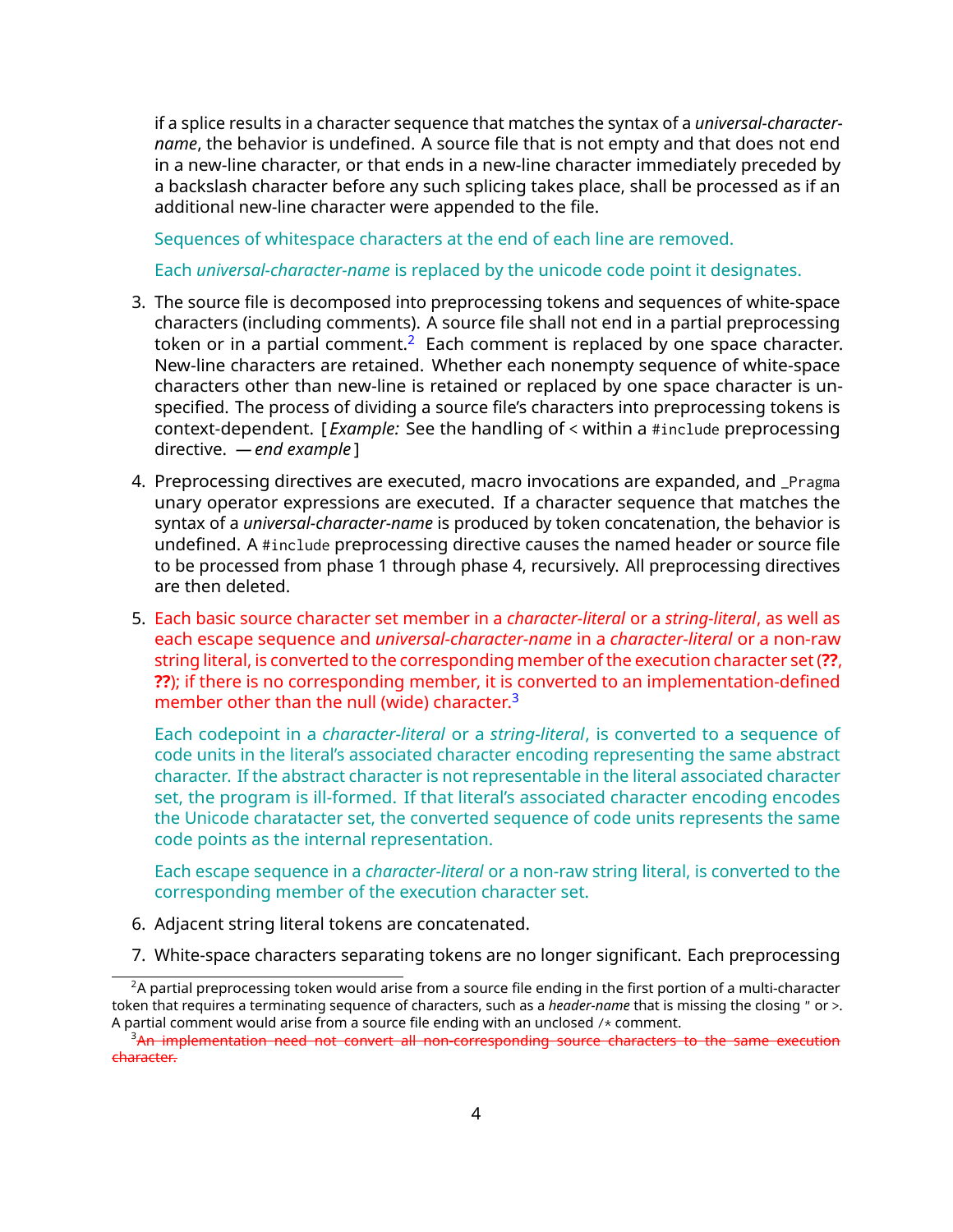if a splice results in a character sequence that matches the syntax of a *universal-character-name*, the behavior is undefined. A source file that is not empty and that does not end in a new-line character, or that ends in a new-line character immediately preceded by a backslash character before any such splicing takes place, shall be processed as if an additional new-line character were appended to the file.

Sequences of whitespace characters at the end of each line are removed.

Each *universal-character-name* is replaced by the unicode code point it designates.

3. The source file is decomposed into preprocessing tokens and sequences of white-space characters (including comments). A source file shall not end in a partial preprocessing token or in a partial comment.[2] Each comment is replaced by one space character. New-line characters are retained. Whether each nonempty sequence of white-space characters other than new-line is retained or replaced by one space character is unspecified. The process of dividing a source file's characters into preprocessing tokens is context-dependent. [ *Example:* See the handling of `<` within a `#include` preprocessing directive. — *end example* ]

4. Preprocessing directives are executed, macro invocations are expanded, and `_Pragma` unary operator expressions are executed. If a character sequence that matches the syntax of a *universal-character-name* is produced by token concatenation, the behavior is undefined. A `#include` preprocessing directive causes the named header or source file to be processed from phase 1 through phase 4, recursively. All preprocessing directives are then deleted.

5. ~~Each basic source character set member in a *character-literal* or a *string-literal*, as well as each escape sequence and *universal-character-name* in a *character-literal* or a non-raw string literal, is converted to the corresponding member of the execution character set (**??**, **??**); if there is no corresponding member, it is converted to an implementation-defined member other than the null (wide) character.[3]~~

   Each codepoint in a *character-literal* or a *string-literal*, is converted to a sequence of code units in the literal's associated character encoding representing the same abstract character. If the abstract character is not representable in the literal associated character set, the program is ill-formed. If that literal's associated character encoding encodes the Unicode charatacter set, the converted sequence of code units represents the same code points as the internal representation.

   Each escape sequence in a *character-literal* or a non-raw string literal, is converted to the corresponding member of the execution character set.

6. Adjacent string literal tokens are concatenated.

7. White-space characters separating tokens are no longer significant. Each preprocessing

---

[2] A partial preprocessing token would arise from a source file ending in the first portion of a multi-character token that requires a terminating sequence of characters, such as a *header-name* that is missing the closing `"` or `>`. A partial comment would arise from a source file ending with an unclosed `/*` comment.

[3] ~~An implementation need not convert all non-corresponding source characters to the same execution character.~~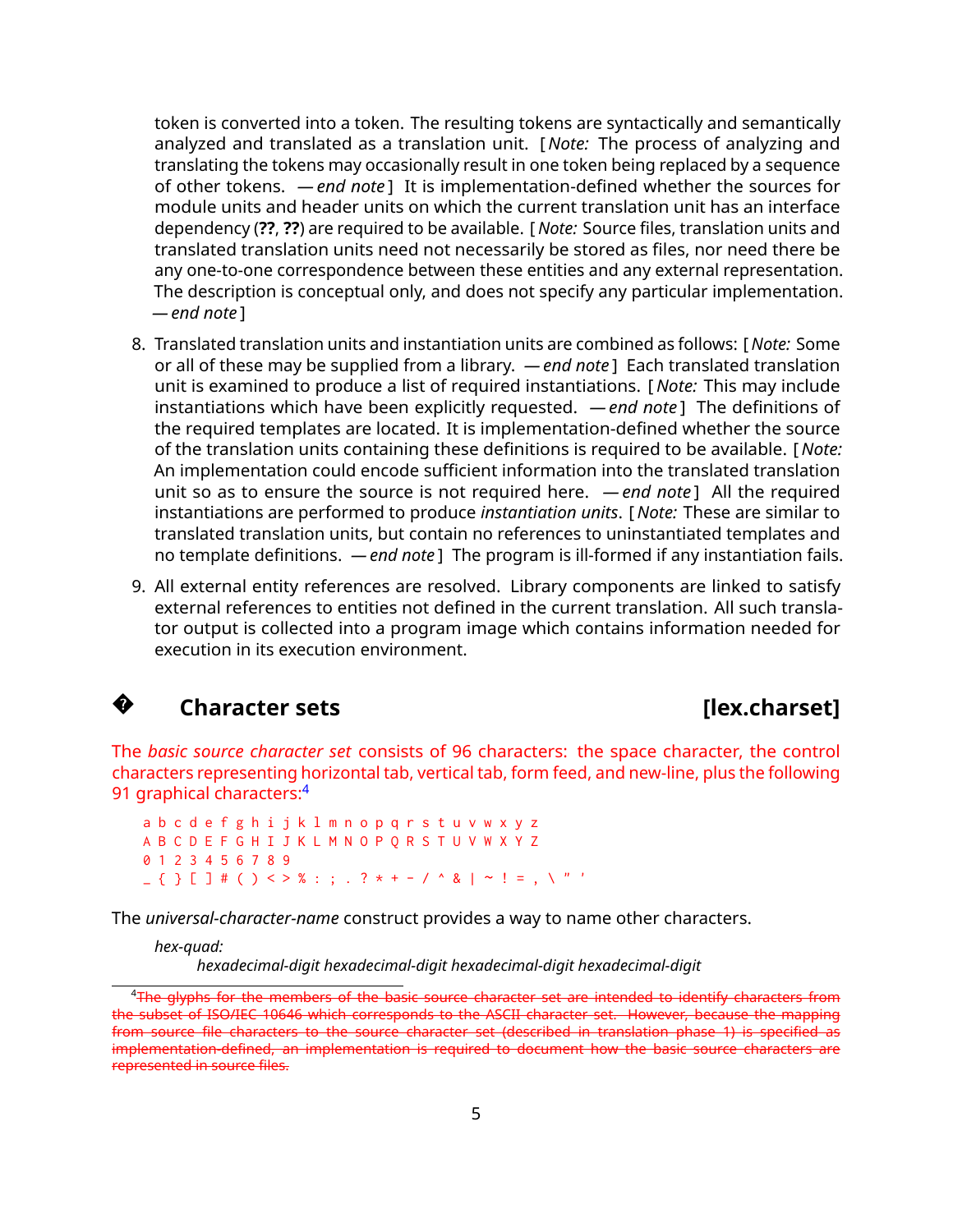token is converted into a token. The resulting tokens are syntactically and semantically analyzed and translated as a translation unit. [ *Note:* The process of analyzing and translating the tokens may occasionally result in one token being replaced by a sequence of other tokens. — *end note* ] It is implementation-defined whether the sources for module units and header units on which the current translation unit has an interface dependency (**??**, **??**) are required to be available. [ *Note:* Source files, translation units and translated translation units need not necessarily be stored as files, nor need there be any one-to-one correspondence between these entities and any external representation. The description is conceptual only, and does not specify any particular implementation. — *end note* ]

8. Translated translation units and instantiation units are combined as follows: [ *Note:* Some or all of these may be supplied from a library. — *end note* ] Each translated translation unit is examined to produce a list of required instantiations. [ *Note:* This may include instantiations which have been explicitly requested. — *end note* ] The definitions of the required templates are located. It is implementation-defined whether the source of the translation units containing these definitions is required to be available. [ *Note:* An implementation could encode sufficient information into the translated translation unit so as to ensure the source is not required here. — *end note* ] All the required instantiations are performed to produce *instantiation units*. [ *Note:* These are similar to translated translation units, but contain no references to uninstantiated templates and no template definitions. — *end note* ] The program is ill-formed if any instantiation fails.

9. All external entity references are resolved. Library components are linked to satisfy external references to entities not defined in the current translation. All such translator output is collected into a program image which contains information needed for execution in its execution environment.

## � Character sets [lex.charset]

The *basic source character set* consists of 96 characters: the space character, the control characters representing horizontal tab, vertical tab, form feed, and new-line, plus the following 91 graphical characters:[4]

```
a b c d e f g h i j k l m n o p q r s t u v w x y z
A B C D E F G H I J K L M N O P Q R S T U V W X Y Z
0 1 2 3 4 5 6 7 8 9
_ { } [ ] # ( ) < > % : ; . ? * + - / ^ & | ~ ! = , \ " '
```

The *universal-character-name* construct provides a way to name other characters.

*hex-quad:*
    *hexadecimal-digit hexadecimal-digit hexadecimal-digit hexadecimal-digit*

---

[4] ~~The glyphs for the members of the basic source character set are intended to identify characters from the subset of ISO/IEC 10646 which corresponds to the ASCII character set. However, because the mapping from source file characters to the source character set (described in translation phase 1) is specified as implementation-defined, an implementation is required to document how the basic source characters are represented in source files.~~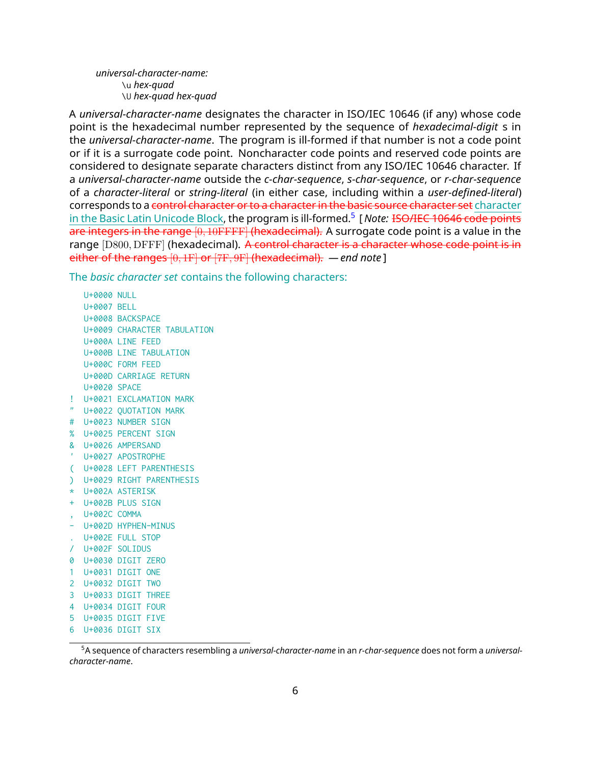*universal-character-name:*
  \u *hex-quad*
  \U *hex-quad hex-quad*

A *universal-character-name* designates the character in ISO/IEC 10646 (if any) whose code point is the hexadecimal number represented by the sequence of *hexadecimal-digit* s in the *universal-character-name*. The program is ill-formed if that number is not a code point or if it is a surrogate code point. Noncharacter code points and reserved code points are considered to designate separate characters distinct from any ISO/IEC 10646 character. If a *universal-character-name* outside the *c-char-sequence*, *s-char-sequence*, or *r-char-sequence* of a *character-literal* or *string-literal* (in either case, including within a *user-defined-literal*) corresponds to a ~~control character or to a character in the basic source character set~~ character in the Basic Latin Unicode Block, the program is ill-formed.[5] [ *Note:* ~~ISO/IEC 10646 code points are integers in the range $[0, 10FFFF]$ (hexadecimal).~~ A surrogate code point is a value in the range $[D800, DFFF]$ (hexadecimal). ~~A control character is a character whose code point is in either of the ranges $[0, 1F]$ or $[7F, 9F]$ (hexadecimal).~~ — *end note* ]

The *basic character set* contains the following characters:

```
   U+0000 NULL
   U+0007 BELL
   U+0008 BACKSPACE
   U+0009 CHARACTER TABULATION
   U+000A LINE FEED
   U+000B LINE TABULATION
   U+000C FORM FEED
   U+000D CARRIAGE RETURN
   U+0020 SPACE
!  U+0021 EXCLAMATION MARK
"  U+0022 QUOTATION MARK
#  U+0023 NUMBER SIGN
%  U+0025 PERCENT SIGN
&  U+0026 AMPERSAND
'  U+0027 APOSTROPHE
(  U+0028 LEFT PARENTHESIS
)  U+0029 RIGHT PARENTHESIS
*  U+002A ASTERISK
+  U+002B PLUS SIGN
,  U+002C COMMA
-  U+002D HYPHEN-MINUS
.  U+002E FULL STOP
/  U+002F SOLIDUS
0  U+0030 DIGIT ZERO
1  U+0031 DIGIT ONE
2  U+0032 DIGIT TWO
3  U+0033 DIGIT THREE
4  U+0034 DIGIT FOUR
5  U+0035 DIGIT FIVE
6  U+0036 DIGIT SIX
```

[5] A sequence of characters resembling a *universal-character-name* in an *r-char-sequence* does not form a *universal-character-name*.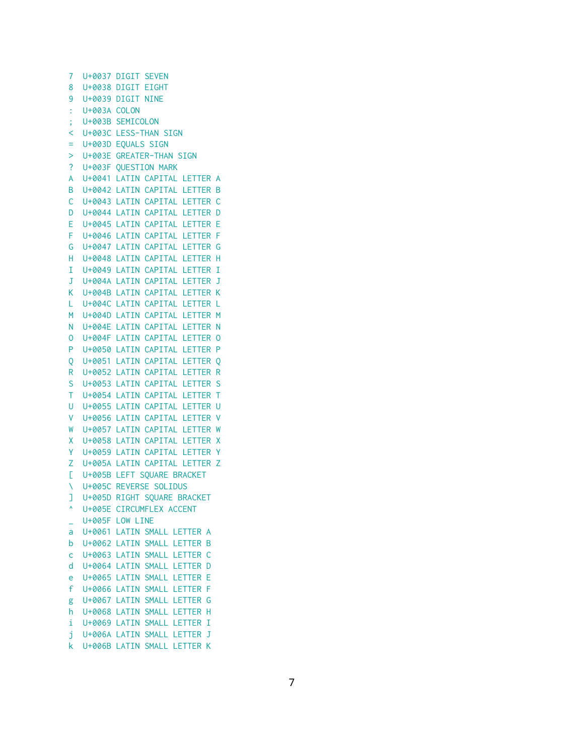```
7  U+0037 DIGIT SEVEN
8  U+0038 DIGIT EIGHT
9  U+0039 DIGIT NINE
:  U+003A COLON
;  U+003B SEMICOLON
<  U+003C LESS-THAN SIGN
=  U+003D EQUALS SIGN
>  U+003E GREATER-THAN SIGN
?  U+003F QUESTION MARK
A  U+0041 LATIN CAPITAL LETTER A
B  U+0042 LATIN CAPITAL LETTER B
C  U+0043 LATIN CAPITAL LETTER C
D  U+0044 LATIN CAPITAL LETTER D
E  U+0045 LATIN CAPITAL LETTER E
F  U+0046 LATIN CAPITAL LETTER F
G  U+0047 LATIN CAPITAL LETTER G
H  U+0048 LATIN CAPITAL LETTER H
I  U+0049 LATIN CAPITAL LETTER I
J  U+004A LATIN CAPITAL LETTER J
K  U+004B LATIN CAPITAL LETTER K
L  U+004C LATIN CAPITAL LETTER L
M  U+004D LATIN CAPITAL LETTER M
N  U+004E LATIN CAPITAL LETTER N
O  U+004F LATIN CAPITAL LETTER O
P  U+0050 LATIN CAPITAL LETTER P
Q  U+0051 LATIN CAPITAL LETTER Q
R  U+0052 LATIN CAPITAL LETTER R
S  U+0053 LATIN CAPITAL LETTER S
T  U+0054 LATIN CAPITAL LETTER T
U  U+0055 LATIN CAPITAL LETTER U
V  U+0056 LATIN CAPITAL LETTER V
W  U+0057 LATIN CAPITAL LETTER W
X  U+0058 LATIN CAPITAL LETTER X
Y  U+0059 LATIN CAPITAL LETTER Y
Z  U+005A LATIN CAPITAL LETTER Z
[  U+005B LEFT SQUARE BRACKET
\  U+005C REVERSE SOLIDUS
]  U+005D RIGHT SQUARE BRACKET
^  U+005E CIRCUMFLEX ACCENT
_  U+005F LOW LINE
a  U+0061 LATIN SMALL LETTER A
b  U+0062 LATIN SMALL LETTER B
c  U+0063 LATIN SMALL LETTER C
d  U+0064 LATIN SMALL LETTER D
e  U+0065 LATIN SMALL LETTER E
f  U+0066 LATIN SMALL LETTER F
g  U+0067 LATIN SMALL LETTER G
h  U+0068 LATIN SMALL LETTER H
i  U+0069 LATIN SMALL LETTER I
j  U+006A LATIN SMALL LETTER J
k  U+006B LATIN SMALL LETTER K
```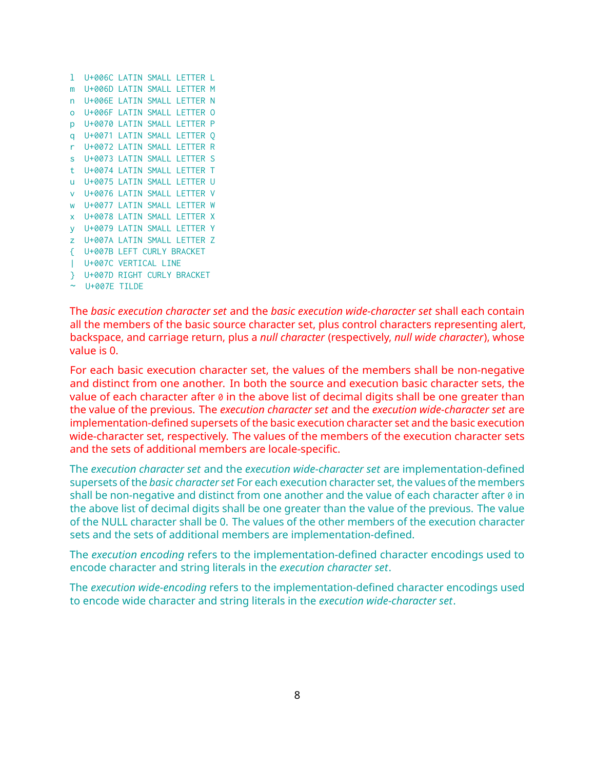```
l  U+006C LATIN SMALL LETTER L
m  U+006D LATIN SMALL LETTER M
n  U+006E LATIN SMALL LETTER N
o  U+006F LATIN SMALL LETTER O
p  U+0070 LATIN SMALL LETTER P
q  U+0071 LATIN SMALL LETTER Q
r  U+0072 LATIN SMALL LETTER R
s  U+0073 LATIN SMALL LETTER S
t  U+0074 LATIN SMALL LETTER T
u  U+0075 LATIN SMALL LETTER U
v  U+0076 LATIN SMALL LETTER V
w  U+0077 LATIN SMALL LETTER W
x  U+0078 LATIN SMALL LETTER X
y  U+0079 LATIN SMALL LETTER Y
z  U+007A LATIN SMALL LETTER Z
{  U+007B LEFT CURLY BRACKET
|  U+007C VERTICAL LINE
}  U+007D RIGHT CURLY BRACKET
~  U+007E TILDE
```

The *basic execution character set* and the *basic execution wide-character set* shall each contain all the members of the basic source character set, plus control characters representing alert, backspace, and carriage return, plus a *null character* (respectively, *null wide character*), whose value is 0.

For each basic execution character set, the values of the members shall be non-negative and distinct from one another. In both the source and execution basic character sets, the value of each character after `0` in the above list of decimal digits shall be one greater than the value of the previous. The *execution character set* and the *execution wide-character set* are implementation-defined supersets of the basic execution character set and the basic execution wide-character set, respectively. The values of the members of the execution character sets and the sets of additional members are locale-specific.

The *execution character set* and the *execution wide-character set* are implementation-defined supersets of the *basic character set* For each execution character set, the values of the members shall be non-negative and distinct from one another and the value of each character after `0` in the above list of decimal digits shall be one greater than the value of the previous. The value of the NULL character shall be 0. The values of the other members of the execution character sets and the sets of additional members are implementation-defined.

The *execution encoding* refers to the implementation-defined character encodings used to encode character and string literals in the *execution character set*.

The *execution wide-encoding* refers to the implementation-defined character encodings used to encode wide character and string literals in the *execution wide-character set*.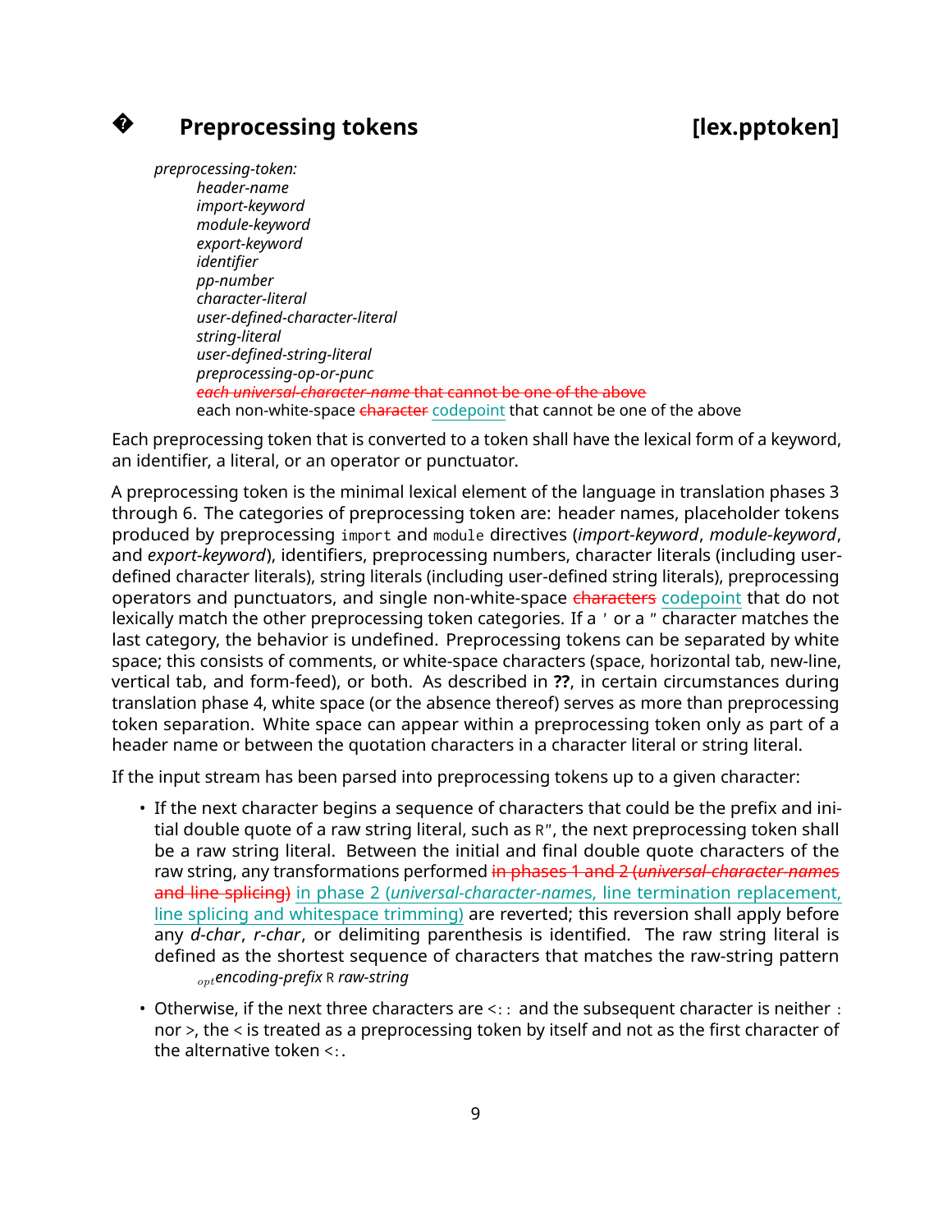# � Preprocessing tokens [lex.pptoken]

*preprocessing-token:*
  *header-name*
  *import-keyword*
  *module-keyword*
  *export-keyword*
  *identifier*
  *pp-number*
  *character-literal*
  *user-defined-character-literal*
  *string-literal*
  *user-defined-string-literal*
  *preprocessing-op-or-punc*
  ~~*each universal-character-name* that cannot be one of the above~~
  each non-white-space ~~character~~ codepoint that cannot be one of the above

Each preprocessing token that is converted to a token shall have the lexical form of a keyword, an identifier, a literal, or an operator or punctuator.

A preprocessing token is the minimal lexical element of the language in translation phases 3 through 6. The categories of preprocessing token are: header names, placeholder tokens produced by preprocessing `import` and `module` directives (*import-keyword*, *module-keyword*, and *export-keyword*), identifiers, preprocessing numbers, character literals (including user-defined character literals), string literals (including user-defined string literals), preprocessing operators and punctuators, and single non-white-space ~~characters~~ codepoint that do not lexically match the other preprocessing token categories. If a `'` or a `"` character matches the last category, the behavior is undefined. Preprocessing tokens can be separated by white space; this consists of comments, or white-space characters (space, horizontal tab, new-line, vertical tab, and form-feed), or both. As described in **??**, in certain circumstances during translation phase 4, white space (or the absence thereof) serves as more than preprocessing token separation. White space can appear within a preprocessing token only as part of a header name or between the quotation characters in a character literal or string literal.

If the input stream has been parsed into preprocessing tokens up to a given character:

- If the next character begins a sequence of characters that could be the prefix and initial double quote of a raw string literal, such as `R"`, the next preprocessing token shall be a raw string literal. Between the initial and final double quote characters of the raw string, any transformations performed ~~in phases 1 and 2 (*universal-character-names* and line splicing)~~ in phase 2 (*universal-character-name*s, line termination replacement, line splicing and whitespace trimming) are reverted; this reversion shall apply before any *d-char*, *r-char*, or delimiting parenthesis is identified. The raw string literal is defined as the shortest sequence of characters that matches the raw-string pattern
  ${}_{opt}$*encoding-prefix* `R` *raw-string*

- Otherwise, if the next three characters are `<::` and the subsequent character is neither `:` nor `>`, the `<` is treated as a preprocessing token by itself and not as the first character of the alternative token `<:`.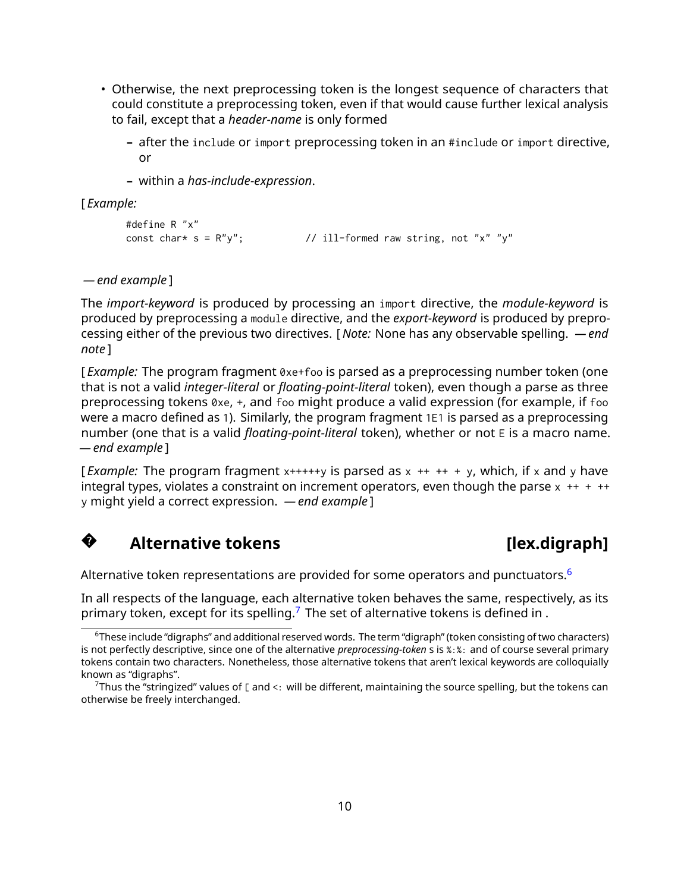- Otherwise, the next preprocessing token is the longest sequence of characters that could constitute a preprocessing token, even if that would cause further lexical analysis to fail, except that a *header-name* is only formed

  - after the `include` or `import` preprocessing token in an `#include` or `import` directive, or

  - within a *has-include-expression*.

[ *Example:*

```
#define R "x"
const char* s = R"y";          // ill-formed raw string, not "x" "y"
```

— *end example* ]

The *import-keyword* is produced by processing an `import` directive, the *module-keyword* is produced by preprocessing a `module` directive, and the *export-keyword* is produced by preprocessing either of the previous two directives. [ *Note:* None has any observable spelling. — *end note* ]

[ *Example:* The program fragment `0xe+foo` is parsed as a preprocessing number token (one that is not a valid *integer-literal* or *floating-point-literal* token), even though a parse as three preprocessing tokens `0xe`, `+`, and `foo` might produce a valid expression (for example, if `foo` were a macro defined as `1`). Similarly, the program fragment `1E1` is parsed as a preprocessing number (one that is a valid *floating-point-literal* token), whether or not `E` is a macro name. — *end example* ]

[ *Example:* The program fragment `x+++++y` is parsed as `x ++ ++ + y`, which, if `x` and `y` have integral types, violates a constraint on increment operators, even though the parse `x ++ + ++ y` might yield a correct expression. — *end example* ]

## � Alternative tokens [lex.digraph]

Alternative token representations are provided for some operators and punctuators.[6]

In all respects of the language, each alternative token behaves the same, respectively, as its primary token, except for its spelling.[7] The set of alternative tokens is defined in .

[6] These include “digraphs” and additional reserved words. The term “digraph” (token consisting of two characters) is not perfectly descriptive, since one of the alternative *preprocessing-token* s is `%:%:` and of course several primary tokens contain two characters. Nonetheless, those alternative tokens that aren’t lexical keywords are colloquially known as “digraphs”.

[7] Thus the “stringized” values of `[` and `<:` will be different, maintaining the source spelling, but the tokens can otherwise be freely interchanged.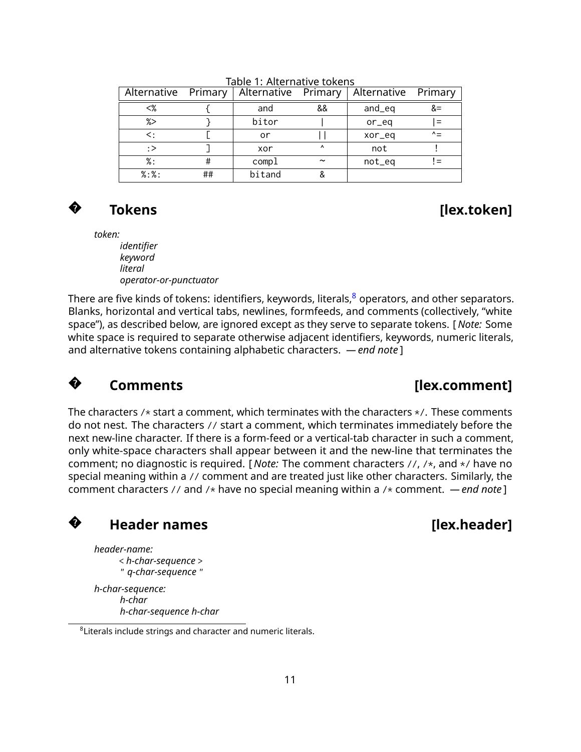Table 1: Alternative tokens

| Alternative | Primary | Alternative | Primary | Alternative | Primary |
|---|---|---|---|---|---|
| `<%` | `{` | `and` | `&&` | `and_eq` | `&=` |
| `%>` | `}` | `bitor` | `\|` | `or_eq` | `\|=` |
| `<:` | `[` | `or` | `\|\|` | `xor_eq` | `^=` |
| `:>` | `]` | `xor` | `^` | `not` | `!` |
| `%:` | `#` | `compl` | `~` | `not_eq` | `!=` |
| `%:%:` | `##` | `bitand` | `&` | | |

## Tokens [lex.token]

*token:*
  *identifier*
  *keyword*
  *literal*
  *operator-or-punctuator*

There are five kinds of tokens: identifiers, keywords, literals,[8] operators, and other separators. Blanks, horizontal and vertical tabs, newlines, formfeeds, and comments (collectively, "white space"), as described below, are ignored except as they serve to separate tokens. [ *Note:* Some white space is required to separate otherwise adjacent identifiers, keywords, numeric literals, and alternative tokens containing alphabetic characters. — *end note* ]

## Comments [lex.comment]

The characters `/*` start a comment, which terminates with the characters `*/`. These comments do not nest. The characters `//` start a comment, which terminates immediately before the next new-line character. If there is a form-feed or a vertical-tab character in such a comment, only white-space characters shall appear between it and the new-line that terminates the comment; no diagnostic is required. [ *Note:* The comment characters `//`, `/*`, and `*/` have no special meaning within a `//` comment and are treated just like other characters. Similarly, the comment characters `//` and `/*` have no special meaning within a `/*` comment. — *end note* ]

## Header names [lex.header]

*header-name:*
  `<` *h-char-sequence* `>`
  `"` *q-char-sequence* `"`

*h-char-sequence:*
  *h-char*
  *h-char-sequence h-char*

[8] Literals include strings and character and numeric literals.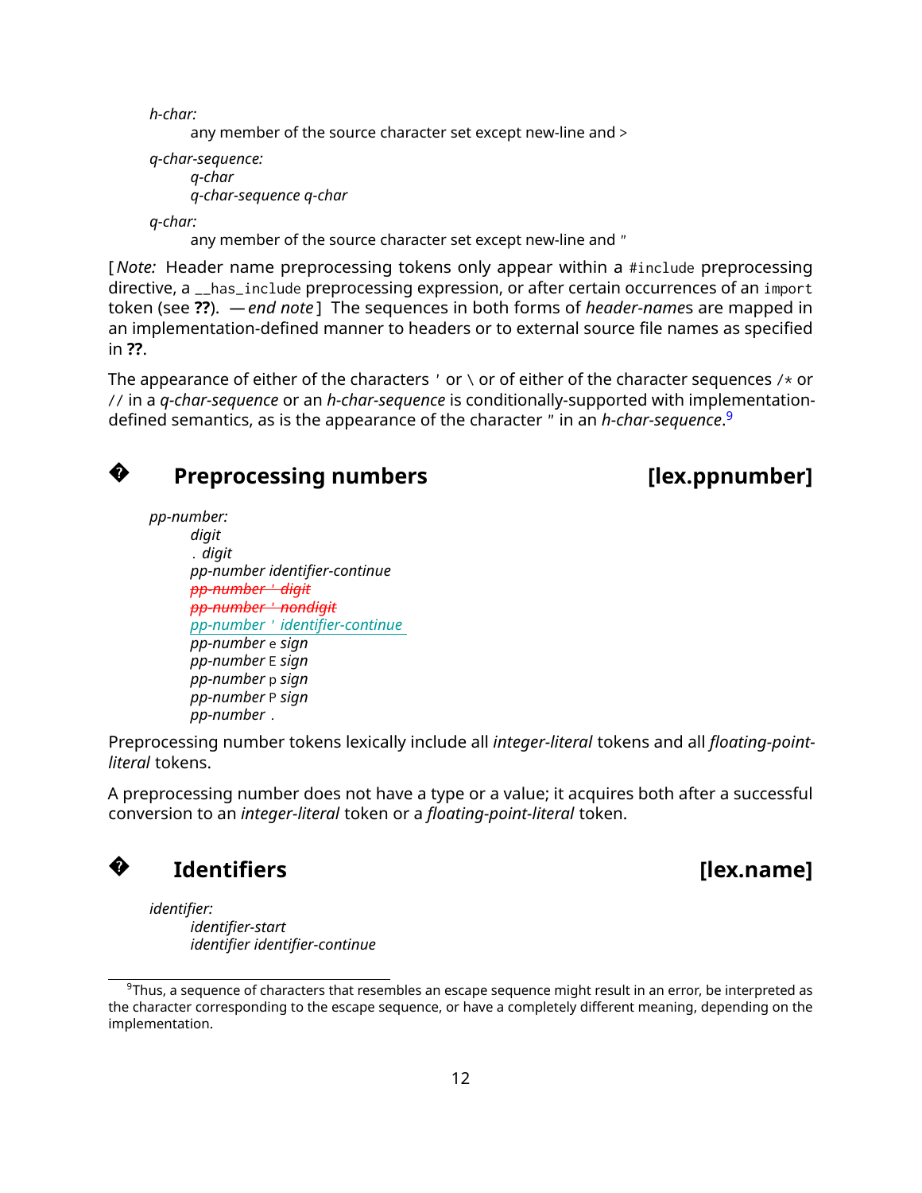*h-char:*
  any member of the source character set except new-line and `>`

*q-char-sequence:*
  *q-char*
  *q-char-sequence q-char*

*q-char:*
  any member of the source character set except new-line and `"`

[ *Note:* Header name preprocessing tokens only appear within a `#include` preprocessing directive, a `__has_include` preprocessing expression, or after certain occurrences of an `import` token (see **??**). — *end note* ] The sequences in both forms of *header-name*s are mapped in an implementation-defined manner to headers or to external source file names as specified in **??**.

The appearance of either of the characters `'` or `\` or of either of the character sequences `/*` or `//` in a *q-char-sequence* or an *h-char-sequence* is conditionally-supported with implementation-defined semantics, as is the appearance of the character `"` in an *h-char-sequence*.[9]

## Preprocessing numbers [lex.ppnumber]

*pp-number:*
  *digit*
  `.` *digit*
  *pp-number identifier-continue*
  ~~*pp-number* `'` *digit*~~
  ~~*pp-number* `'` *nondigit*~~
  *pp-number* `'` *identifier-continue*
  *pp-number* `e` *sign*
  *pp-number* `E` *sign*
  *pp-number* `p` *sign*
  *pp-number* `P` *sign*
  *pp-number* `.`

Preprocessing number tokens lexically include all *integer-literal* tokens and all *floating-point-literal* tokens.

A preprocessing number does not have a type or a value; it acquires both after a successful conversion to an *integer-literal* token or a *floating-point-literal* token.

## Identifiers [lex.name]

*identifier:*
  *identifier-start*
  *identifier identifier-continue*

[9] Thus, a sequence of characters that resembles an escape sequence might result in an error, be interpreted as the character corresponding to the escape sequence, or have a completely different meaning, depending on the implementation.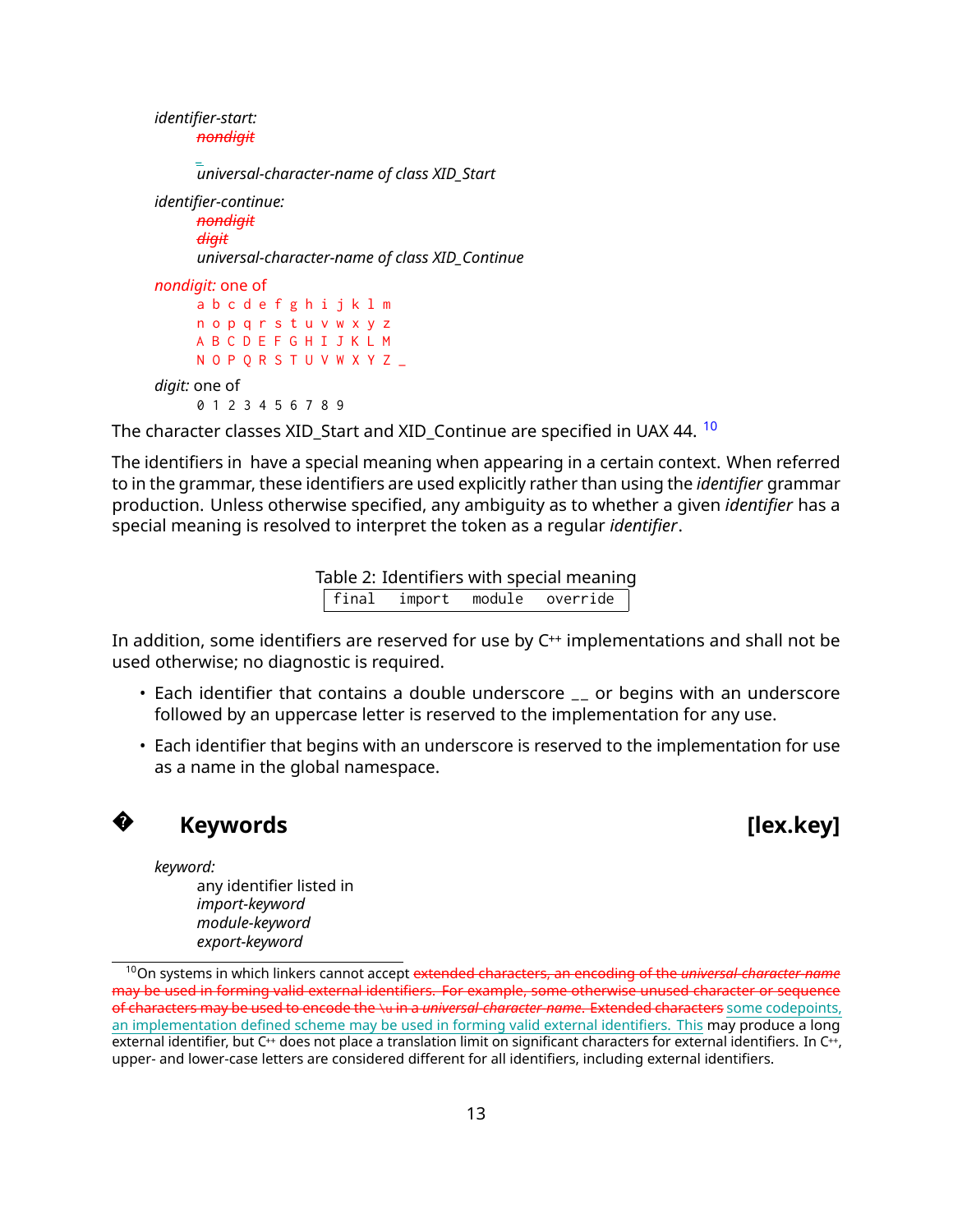*identifier-start:*
 ~~*nondigit*~~
 _
 *universal-character-name of class XID_Start*

*identifier-continue:*
 ~~*nondigit*~~
 ~~*digit*~~
 *universal-character-name of class XID_Continue*

*nondigit:* one of
```
a b c d e f g h i j k l m
n o p q r s t u v w x y z
A B C D E F G H I J K L M
N O P Q R S T U V W X Y Z _
```

*digit:* one of
```
0 1 2 3 4 5 6 7 8 9
```

The character classes XID_Start and XID_Continue are specified in UAX 44. [10]

The identifiers in  have a special meaning when appearing in a certain context. When referred to in the grammar, these identifiers are used explicitly rather than using the *identifier* grammar production. Unless otherwise specified, any ambiguity as to whether a given *identifier* has a special meaning is resolved to interpret the token as a regular *identifier*.

Table 2: Identifiers with special meaning

| | | | |
|---|---|---|---|
| `final` | `import` | `module` | `override` |

In addition, some identifiers are reserved for use by C++ implementations and shall not be used otherwise; no diagnostic is required.

- Each identifier that contains a double underscore __ or begins with an underscore followed by an uppercase letter is reserved to the implementation for any use.
- Each identifier that begins with an underscore is reserved to the implementation for use as a name in the global namespace.

## � Keywords [lex.key]

*keyword:*
 any identifier listed in
 *import-keyword*
 *module-keyword*
 *export-keyword*

[10] On systems in which linkers cannot accept ~~extended characters, an encoding of the *universal-character-name* may be used in forming valid external identifiers. For example, some otherwise unused character or sequence of characters may be used to encode the \u in a *universal-character-name*. Extended characters~~ some codepoints, an implementation defined scheme may be used in forming valid external identifiers. This may produce a long external identifier, but C++ does not place a translation limit on significant characters for external identifiers. In C++, upper- and lower-case letters are considered different for all identifiers, including external identifiers.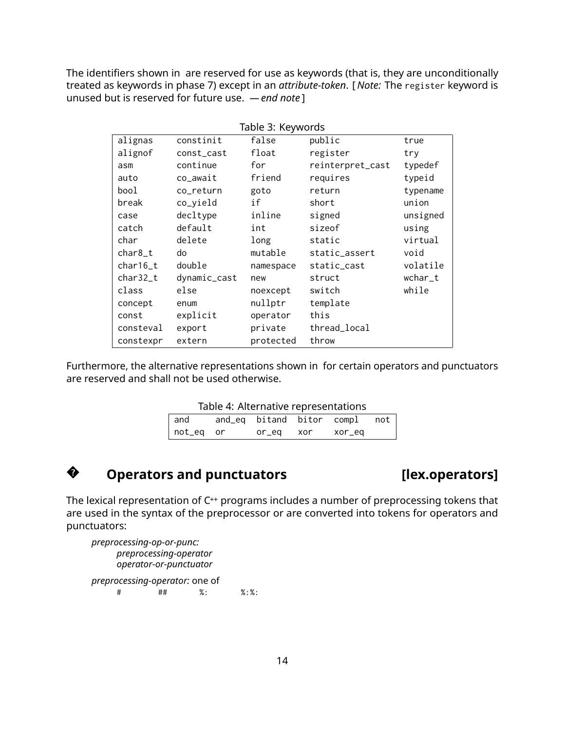The identifiers shown in  are reserved for use as keywords (that is, they are unconditionally treated as keywords in phase 7) except in an *attribute-token*. [ *Note:* The `register` keyword is unused but is reserved for future use. — *end note* ]

Table 3: Keywords

| | | | | |
|---|---|---|---|---|
| `alignas` | `constinit` | `false` | `public` | `true` |
| `alignof` | `const_cast` | `float` | `register` | `try` |
| `asm` | `continue` | `for` | `reinterpret_cast` | `typedef` |
| `auto` | `co_await` | `friend` | `requires` | `typeid` |
| `bool` | `co_return` | `goto` | `return` | `typename` |
| `break` | `co_yield` | `if` | `short` | `union` |
| `case` | `decltype` | `inline` | `signed` | `unsigned` |
| `catch` | `default` | `int` | `sizeof` | `using` |
| `char` | `delete` | `long` | `static` | `virtual` |
| `char8_t` | `do` | `mutable` | `static_assert` | `void` |
| `char16_t` | `double` | `namespace` | `static_cast` | `volatile` |
| `char32_t` | `dynamic_cast` | `new` | `struct` | `wchar_t` |
| `class` | `else` | `noexcept` | `switch` | `while` |
| `concept` | `enum` | `nullptr` | `template` | |
| `const` | `explicit` | `operator` | `this` | |
| `consteval` | `export` | `private` | `thread_local` | |
| `constexpr` | `extern` | `protected` | `throw` | |

Furthermore, the alternative representations shown in  for certain operators and punctuators are reserved and shall not be used otherwise.

Table 4: Alternative representations

| | | | | | |
|---|---|---|---|---|---|
| `and` | `and_eq` | `bitand` | `bitor` | `compl` | `not` |
| `not_eq` | `or` | `or_eq` | `xor` | `xor_eq` | |

## � Operators and punctuators [lex.operators]

The lexical representation of C++ programs includes a number of preprocessing tokens that are used in the syntax of the preprocessor or are converted into tokens for operators and punctuators:

*preprocessing-op-or-punc:*
    *preprocessing-operator*
    *operator-or-punctuator*

*preprocessing-operator:* one of
    `#`  `##`  `%:`  `%:%:`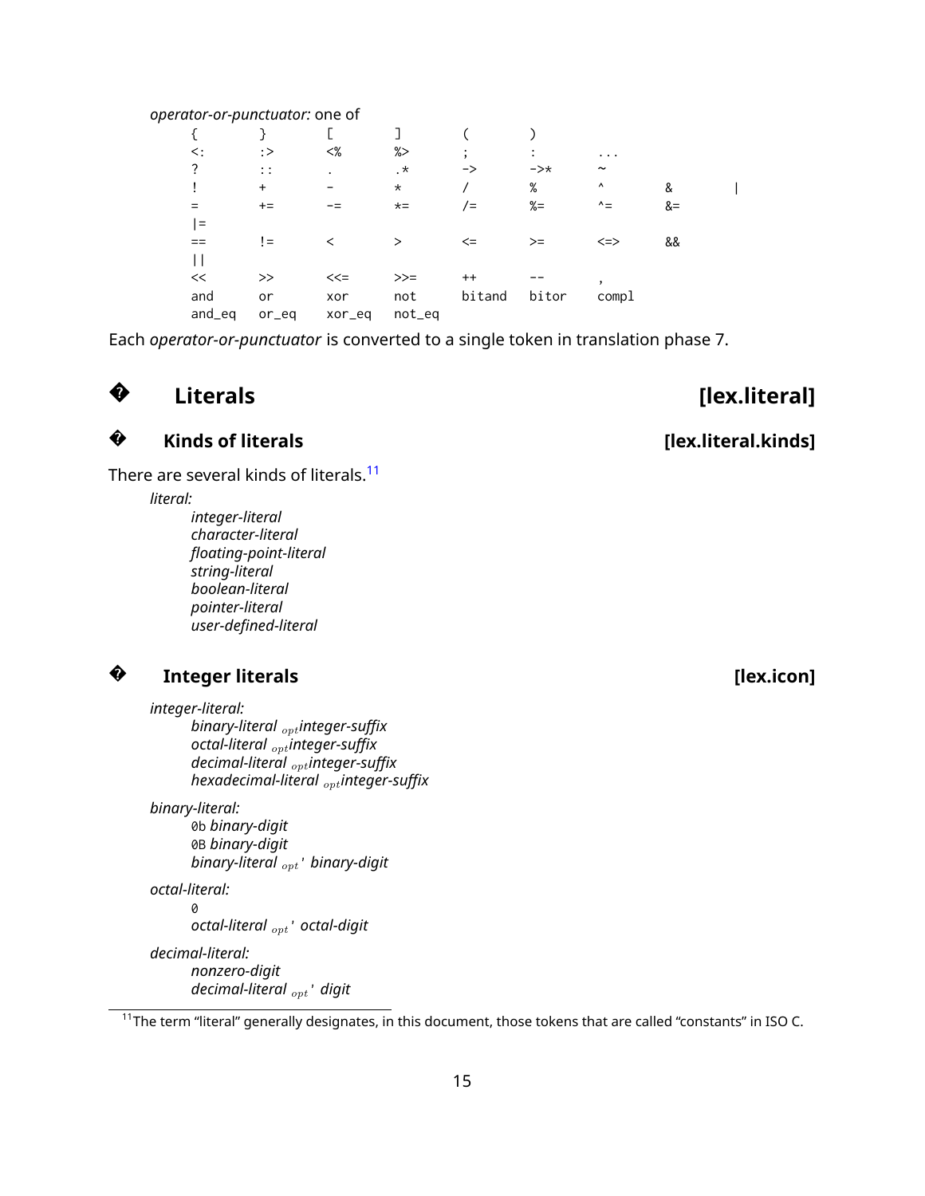*operator-or-punctuator:* one of

```
{       }       [       ]       (       )
<:      :>      <%      %>      ;       :       ...
?       ::      .       .*      ->      ->*     ~
!       +       -       *       /       %       ^       &       |
=       +=      -=      *=      /=      %=      ^=      &=
|=
==      !=      <       >       <=      >=      <=>     &&
||
<<      >>      <<=     >>=     ++      --      ,
and     or      xor     not     bitand  bitor   compl
and_eq  or_eq   xor_eq  not_eq
```

Each *operator-or-punctuator* is converted to a single token in translation phase 7.

# Literals [lex.literal]

## Kinds of literals [lex.literal.kinds]

There are several kinds of literals.[11]

*literal:*
- *integer-literal*
- *character-literal*
- *floating-point-literal*
- *string-literal*
- *boolean-literal*
- *pointer-literal*
- *user-defined-literal*

## Integer literals [lex.icon]

*integer-literal:*
- *binary-literal* $_{opt}$*integer-suffix*
- *octal-literal* $_{opt}$*integer-suffix*
- *decimal-literal* $_{opt}$*integer-suffix*
- *hexadecimal-literal* $_{opt}$*integer-suffix*

*binary-literal:*
- `0b` *binary-digit*
- `0B` *binary-digit*
- *binary-literal* $_{opt}$ `'` *binary-digit*

*octal-literal:*
- `0`
- *octal-literal* $_{opt}$ `'` *octal-digit*

*decimal-literal:*
- *nonzero-digit*
- *decimal-literal* $_{opt}$ `'` *digit*

[11] The term "literal" generally designates, in this document, those tokens that are called "constants" in ISO C.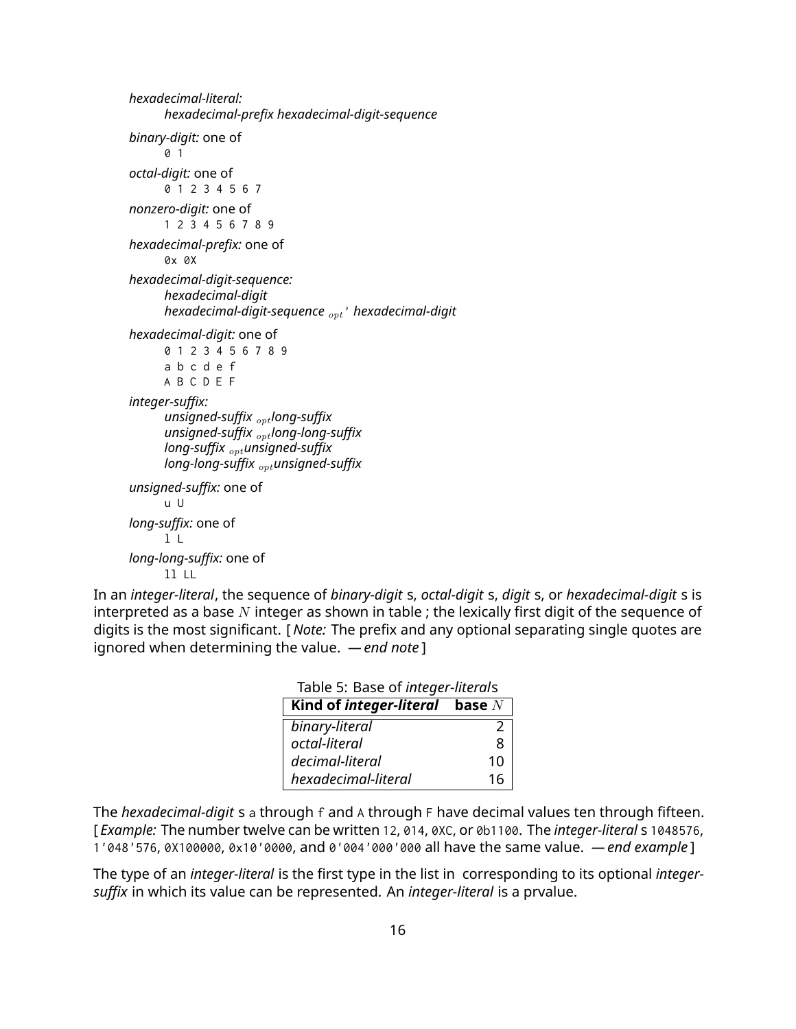*hexadecimal-literal:*
  *hexadecimal-prefix hexadecimal-digit-sequence*

*binary-digit:* one of
  `0 1`

*octal-digit:* one of
  `0 1 2 3 4 5 6 7`

*nonzero-digit:* one of
  `1 2 3 4 5 6 7 8 9`

*hexadecimal-prefix:* one of
  `0x 0X`

*hexadecimal-digit-sequence:*
  *hexadecimal-digit*
  *hexadecimal-digit-sequence* $_{opt}$ `'` *hexadecimal-digit*

*hexadecimal-digit:* one of
  `0 1 2 3 4 5 6 7 8 9`
  `a b c d e f`
  `A B C D E F`

*integer-suffix:*
  *unsigned-suffix* $_{opt}$*long-suffix*
  *unsigned-suffix* $_{opt}$*long-long-suffix*
  *long-suffix* $_{opt}$*unsigned-suffix*
  *long-long-suffix* $_{opt}$*unsigned-suffix*

*unsigned-suffix:* one of
  `u U`

*long-suffix:* one of
  `l L`

*long-long-suffix:* one of
  `ll LL`

In an *integer-literal*, the sequence of *binary-digit* s, *octal-digit* s, *digit* s, or *hexadecimal-digit* s is interpreted as a base $N$ integer as shown in table ; the lexically first digit of the sequence of digits is the most significant. [ *Note:* The prefix and any optional separating single quotes are ignored when determining the value. — *end note* ]

Table 5: Base of *integer-literal*s

| **Kind of *integer-literal*** | **base $N$** |
|---|---|
| *binary-literal* | 2 |
| *octal-literal* | 8 |
| *decimal-literal* | 10 |
| *hexadecimal-literal* | 16 |

The *hexadecimal-digit* s `a` through `f` and `A` through `F` have decimal values ten through fifteen. [ *Example:* The number twelve can be written `12`, `014`, `0XC`, or `0b1100`. The *integer-literal* s `1048576`, `1'048'576`, `0X100000`, `0x10'0000`, and `0'004'000'000` all have the same value. — *end example* ]

The type of an *integer-literal* is the first type in the list in corresponding to its optional *integer-suffix* in which its value can be represented. An *integer-literal* is a prvalue.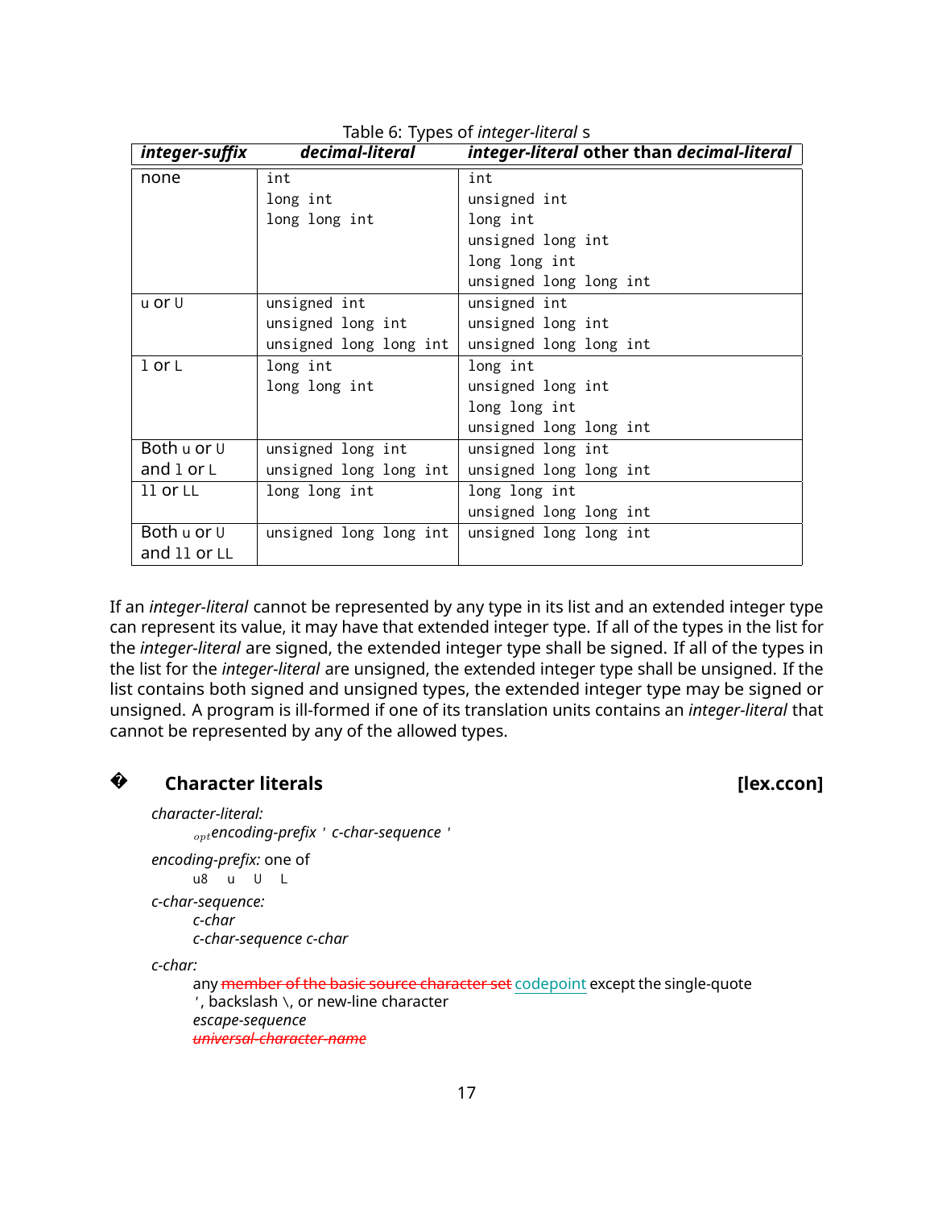Table 6: Types of *integer-literal* s

| ***integer-suffix*** | ***decimal-literal*** | ***integer-literal* other than *decimal-literal*** |
|---|---|---|
| none | `int`<br>`long int`<br>`long long int` | `int`<br>`unsigned int`<br>`long int`<br>`unsigned long int`<br>`long long int`<br>`unsigned long long int` |
| `u` or `U` | `unsigned int`<br>`unsigned long int`<br>`unsigned long long int` | `unsigned int`<br>`unsigned long int`<br>`unsigned long long int` |
| `l` or `L` | `long int`<br>`long long int` | `long int`<br>`unsigned long int`<br>`long long int`<br>`unsigned long long int` |
| Both `u` or `U` and `l` or `L` | `unsigned long int`<br>`unsigned long long int` | `unsigned long int`<br>`unsigned long long int` |
| `ll` or `LL` | `long long int` | `long long int`<br>`unsigned long long int` |
| Both `u` or `U` and `ll` or `LL` | `unsigned long long int` | `unsigned long long int` |

If an *integer-literal* cannot be represented by any type in its list and an extended integer type can represent its value, it may have that extended integer type. If all of the types in the list for the *integer-literal* are signed, the extended integer type shall be signed. If all of the types in the list for the *integer-literal* are unsigned, the extended integer type shall be unsigned. If the list contains both signed and unsigned types, the extended integer type may be signed or unsigned. A program is ill-formed if one of its translation units contains an *integer-literal* that cannot be represented by any of the allowed types.

## � Character literals [lex.ccon]

*character-literal:*
  *encoding-prefix*$_{opt}$ `'` *c-char-sequence* `'`

*encoding-prefix:* one of
  `u8` `u` `U` `L`

*c-char-sequence:*
  *c-char*
  *c-char-sequence c-char*

*c-char:*
  any ~~member of the basic source character set~~ codepoint except the single-quote `'`, backslash `\`, or new-line character
  *escape-sequence*
  ~~*universal-character-name*~~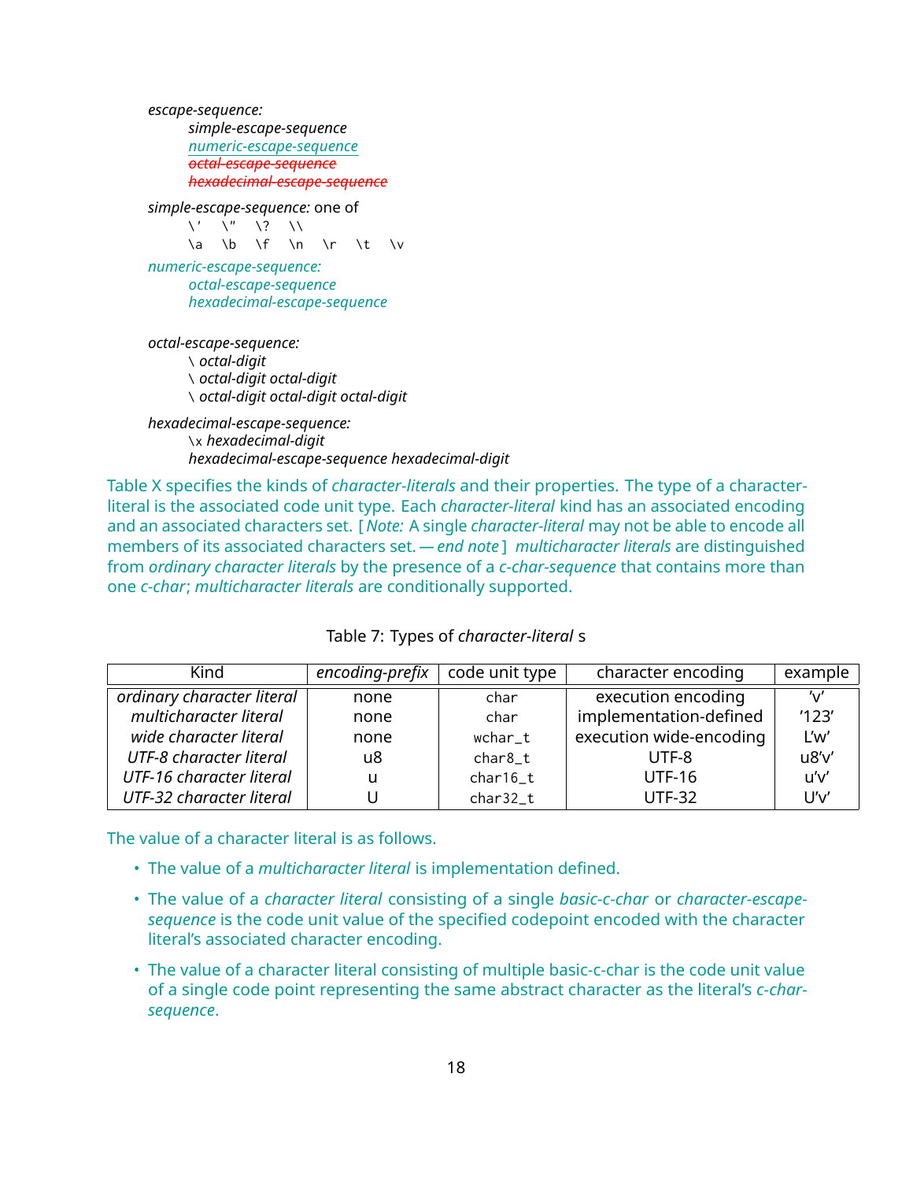*escape-sequence:*
  *simple-escape-sequence*
  *numeric-escape-sequence*
  ~~*octal-escape-sequence*~~
  ~~*hexadecimal-escape-sequence*~~

*simple-escape-sequence:* one of
  `\'  \"  \?  \\`
  `\a  \b  \f  \n  \r  \t  \v`

*numeric-escape-sequence:*
  *octal-escape-sequence*
  *hexadecimal-escape-sequence*

*octal-escape-sequence:*
  \ *octal-digit*
  \ *octal-digit octal-digit*
  \ *octal-digit octal-digit octal-digit*

*hexadecimal-escape-sequence:*
  `\x` *hexadecimal-digit*
  *hexadecimal-escape-sequence hexadecimal-digit*

Table X specifies the kinds of *character-literals* and their properties. The type of a character-literal is the associated code unit type. Each *character-literal* kind has an associated encoding and an associated characters set. [ *Note:* A single *character-literal* may not be able to encode all members of its associated characters set. — *end note* ] *multicharacter literals* are distinguished from *ordinary character literals* by the presence of a *c-char-sequence* that contains more than one *c-char*; *multicharacter literals* are conditionally supported.

Table 7: Types of *character-literal* s

| Kind | *encoding-prefix* | code unit type | character encoding | example |
|---|---|---|---|---|
| *ordinary character literal* | none | `char` | execution encoding | 'v' |
| *multicharacter literal* | none | `char` | implementation-defined | '123' |
| *wide character literal* | none | `wchar_t` | execution wide-encoding | L'w' |
| *UTF-8 character literal* | u8 | `char8_t` | UTF-8 | u8'v' |
| *UTF-16 character literal* | u | `char16_t` | UTF-16 | u'v' |
| *UTF-32 character literal* | U | `char32_t` | UTF-32 | U'v' |

The value of a character literal is as follows.

- The value of a *multicharacter literal* is implementation defined.
- The value of a *character literal* consisting of a single *basic-c-char* or *character-escape-sequence* is the code unit value of the specified codepoint encoded with the character literal's associated character encoding.
- The value of a character literal consisting of multiple basic-c-char is the code unit value of a single code point representing the same abstract character as the literal's *c-char-sequence*.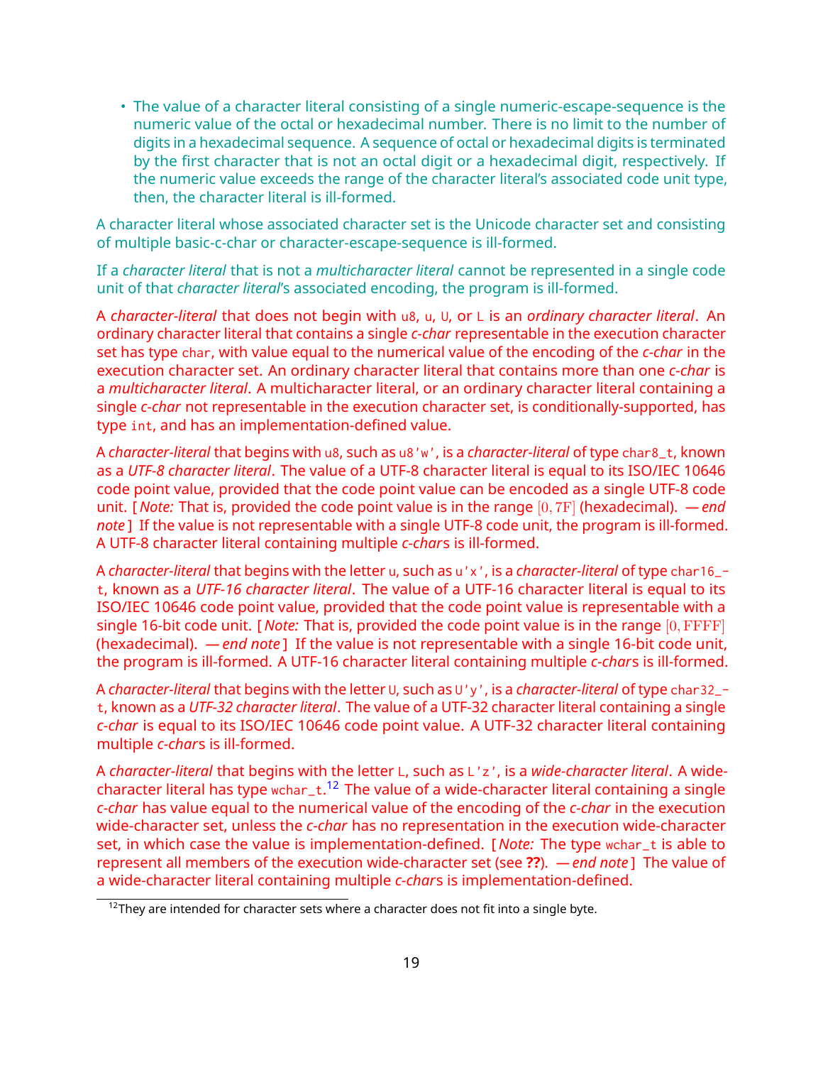- The value of a character literal consisting of a single numeric-escape-sequence is the numeric value of the octal or hexadecimal number. There is no limit to the number of digits in a hexadecimal sequence. A sequence of octal or hexadecimal digits is terminated by the first character that is not an octal digit or a hexadecimal digit, respectively. If the numeric value exceeds the range of the character literal's associated code unit type, then, the character literal is ill-formed.

A character literal whose associated character set is the Unicode character set and consisting of multiple basic-c-char or character-escape-sequence is ill-formed.

If a *character literal* that is not a *multicharacter literal* cannot be represented in a single code unit of that *character literal*'s associated encoding, the program is ill-formed.

A *character-literal* that does not begin with `u8`, `u`, `U`, or `L` is an *ordinary character literal*. An ordinary character literal that contains a single *c-char* representable in the execution character set has type `char`, with value equal to the numerical value of the encoding of the *c-char* in the execution character set. An ordinary character literal that contains more than one *c-char* is a *multicharacter literal*. A multicharacter literal, or an ordinary character literal containing a single *c-char* not representable in the execution character set, is conditionally-supported, has type `int`, and has an implementation-defined value.

A *character-literal* that begins with `u8`, such as `u8'w'`, is a *character-literal* of type `char8_t`, known as a *UTF-8 character literal*. The value of a UTF-8 character literal is equal to its ISO/IEC 10646 code point value, provided that the code point value can be encoded as a single UTF-8 code unit. [*Note:* That is, provided the code point value is in the range $[0, 7F]$ (hexadecimal). — *end note*] If the value is not representable with a single UTF-8 code unit, the program is ill-formed. A UTF-8 character literal containing multiple *c-char*s is ill-formed.

A *character-literal* that begins with the letter `u`, such as `u'x'`, is a *character-literal* of type `char16_t`, known as a *UTF-16 character literal*. The value of a UTF-16 character literal is equal to its ISO/IEC 10646 code point value, provided that the code point value is representable with a single 16-bit code unit. [*Note:* That is, provided the code point value is in the range $[0, FFFF]$ (hexadecimal). — *end note*] If the value is not representable with a single 16-bit code unit, the program is ill-formed. A UTF-16 character literal containing multiple *c-char*s is ill-formed.

A *character-literal* that begins with the letter `U`, such as `U'y'`, is a *character-literal* of type `char32_t`, known as a *UTF-32 character literal*. The value of a UTF-32 character literal containing a single *c-char* is equal to its ISO/IEC 10646 code point value. A UTF-32 character literal containing multiple *c-char*s is ill-formed.

A *character-literal* that begins with the letter `L`, such as `L'z'`, is a *wide-character literal*. A wide-character literal has type `wchar_t`.[12] The value of a wide-character literal containing a single *c-char* has value equal to the numerical value of the encoding of the *c-char* in the execution wide-character set, unless the *c-char* has no representation in the execution wide-character set, in which case the value is implementation-defined. [*Note:* The type `wchar_t` is able to represent all members of the execution wide-character set (see **??**). — *end note*] The value of a wide-character literal containing multiple *c-char*s is implementation-defined.

[12] They are intended for character sets where a character does not fit into a single byte.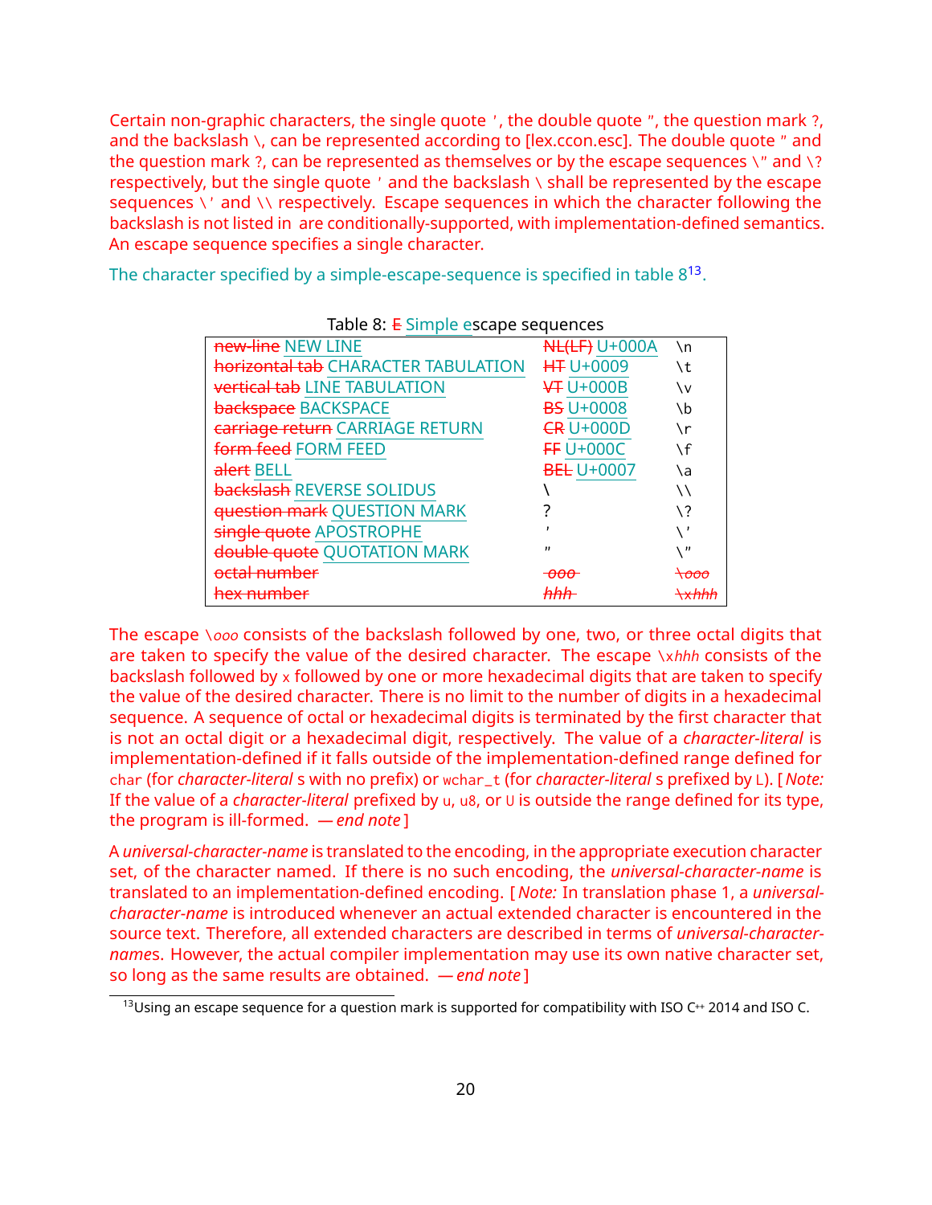Certain non-graphic characters, the single quote ', the double quote ", the question mark ?, and the backslash \, can be represented according to [lex.ccon.esc]. The double quote " and the question mark ?, can be represented as themselves or by the escape sequences \" and \? respectively, but the single quote ' and the backslash \ shall be represented by the escape sequences \' and \\ respectively. Escape sequences in which the character following the backslash is not listed in are conditionally-supported, with implementation-defined semantics. An escape sequence specifies a single character.

The character specified by a simple-escape-sequence is specified in table 8[13].

Table 8: ~~E~~ Simple escape sequences

| | | |
|---|---|---|
| ~~new-line~~ NEW LINE | ~~NL(LF)~~ U+000A | \n |
| ~~horizontal tab~~ CHARACTER TABULATION | ~~HT~~ U+0009 | \t |
| ~~vertical tab~~ LINE TABULATION | ~~VT~~ U+000B | \v |
| ~~backspace~~ BACKSPACE | ~~BS~~ U+0008 | \b |
| ~~carriage return~~ CARRIAGE RETURN | ~~CR~~ U+000D | \r |
| ~~form feed~~ FORM FEED | ~~FF~~ U+000C | \f |
| ~~alert~~ BELL | ~~BEL~~ U+0007 | \a |
| ~~backslash~~ REVERSE SOLIDUS | \ | \\ |
| ~~question mark~~ QUESTION MARK | ? | \? |
| ~~single quote~~ APOSTROPHE | ' | \' |
| ~~double quote~~ QUOTATION MARK | " | \" |
| ~~octal number~~ | ~~*ooo*~~ | ~~\\*ooo*~~ |
| ~~hex number~~ | ~~*hhh*~~ | ~~\x*hhh*~~ |

The escape \*ooo* consists of the backslash followed by one, two, or three octal digits that are taken to specify the value of the desired character. The escape \x*hhh* consists of the backslash followed by x followed by one or more hexadecimal digits that are taken to specify the value of the desired character. There is no limit to the number of digits in a hexadecimal sequence. A sequence of octal or hexadecimal digits is terminated by the first character that is not an octal digit or a hexadecimal digit, respectively. The value of a *character-literal* is implementation-defined if it falls outside of the implementation-defined range defined for char (for *character-literal* s with no prefix) or wchar_t (for *character-literal* s prefixed by L). [*Note:* If the value of a *character-literal* prefixed by u, u8, or U is outside the range defined for its type, the program is ill-formed. — *end note* ]

A *universal-character-name* is translated to the encoding, in the appropriate execution character set, of the character named. If there is no such encoding, the *universal-character-name* is translated to an implementation-defined encoding. [*Note:* In translation phase 1, a *universal-character-name* is introduced whenever an actual extended character is encountered in the source text. Therefore, all extended characters are described in terms of *universal-character-names*. However, the actual compiler implementation may use its own native character set, so long as the same results are obtained. — *end note* ]

[13] Using an escape sequence for a question mark is supported for compatibility with ISO C++ 2014 and ISO C.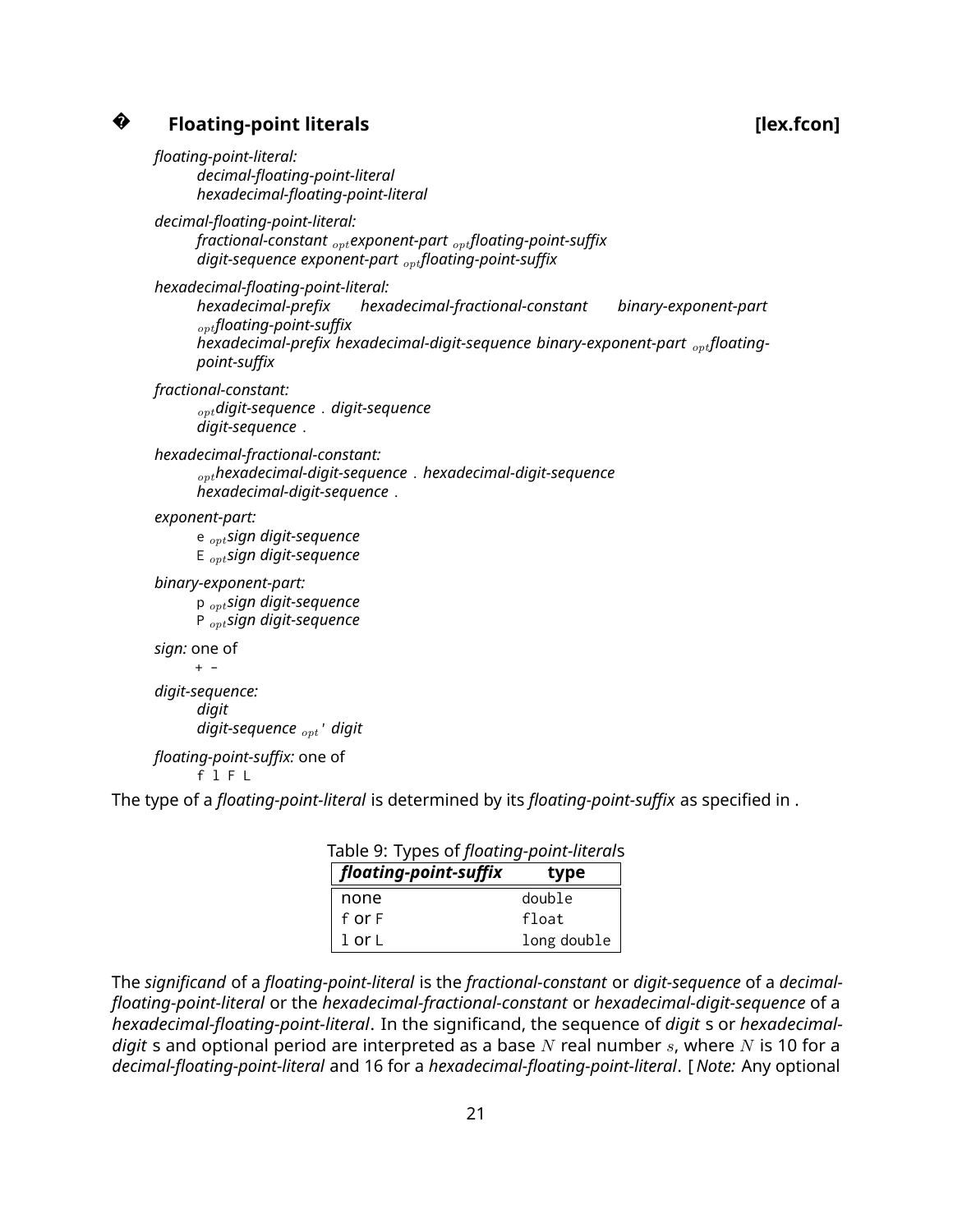## � Floating-point literals [lex.fcon]

*floating-point-literal:*
  *decimal-floating-point-literal*
  *hexadecimal-floating-point-literal*

*decimal-floating-point-literal:*
  *fractional-constant* $_{opt}$*exponent-part* $_{opt}$*floating-point-suffix*
  *digit-sequence exponent-part* $_{opt}$*floating-point-suffix*

*hexadecimal-floating-point-literal:*
  *hexadecimal-prefix hexadecimal-fractional-constant binary-exponent-part* $_{opt}$*floating-point-suffix*
  *hexadecimal-prefix hexadecimal-digit-sequence binary-exponent-part* $_{opt}$*floating-point-suffix*

*fractional-constant:*
  $_{opt}$*digit-sequence* `.` *digit-sequence*
  *digit-sequence* `.`

*hexadecimal-fractional-constant:*
  $_{opt}$*hexadecimal-digit-sequence* `.` *hexadecimal-digit-sequence*
  *hexadecimal-digit-sequence* `.`

*exponent-part:*
  `e` $_{opt}$*sign digit-sequence*
  `E` $_{opt}$*sign digit-sequence*

*binary-exponent-part:*
  `p` $_{opt}$*sign digit-sequence*
  `P` $_{opt}$*sign digit-sequence*

*sign:* one of
  `+ -`

*digit-sequence:*
  *digit*
  *digit-sequence* $_{opt}$ `'` *digit*

*floating-point-suffix:* one of
  `f l F L`

The type of a *floating-point-literal* is determined by its *floating-point-suffix* as specified in .

Table 9: Types of *floating-point-literal*s

| ***floating-point-suffix*** | **type** |
|---|---|
| none | `double` |
| `f` or `F` | `float` |
| `l` or `L` | `long double` |

The *significand* of a *floating-point-literal* is the *fractional-constant* or *digit-sequence* of a *decimal-floating-point-literal* or the *hexadecimal-fractional-constant* or *hexadecimal-digit-sequence* of a *hexadecimal-floating-point-literal*. In the significand, the sequence of *digit* s or *hexadecimal-digit* s and optional period are interpreted as a base $N$ real number $s$, where $N$ is 10 for a *decimal-floating-point-literal* and 16 for a *hexadecimal-floating-point-literal*. [ *Note:* Any optional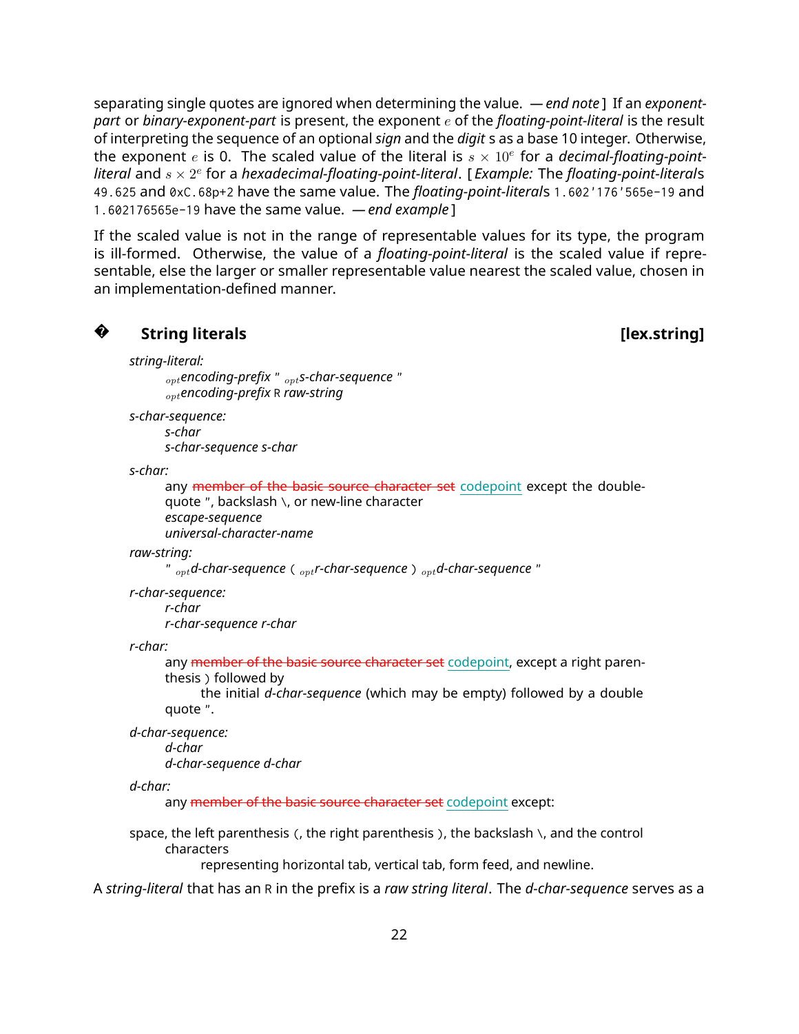separating single quotes are ignored when determining the value. — *end note* ] If an *exponent-part* or *binary-exponent-part* is present, the exponent $e$ of the *floating-point-literal* is the result of interpreting the sequence of an optional *sign* and the *digit* s as a base 10 integer. Otherwise, the exponent $e$ is 0. The scaled value of the literal is $s \times 10^e$ for a *decimal-floating-point-literal* and $s \times 2^e$ for a *hexadecimal-floating-point-literal*. [ *Example:* The *floating-point-literal*s `49.625` and `0xC.68p+2` have the same value. The *floating-point-literal*s `1.602'176'565e-19` and `1.602176565e-19` have the same value. — *end example* ]

If the scaled value is not in the range of representable values for its type, the program is ill-formed. Otherwise, the value of a *floating-point-literal* is the scaled value if representable, else the larger or smaller representable value nearest the scaled value, chosen in an implementation-defined manner.

## � String literals [lex.string]

*string-literal:*
  *encoding-prefix*$_{opt}$ `"` *s-char-sequence*$_{opt}$ `"`
  *encoding-prefix*$_{opt}$ `R` *raw-string*

*s-char-sequence:*
  *s-char*
  *s-char-sequence s-char*

*s-char:*
  any ~~member of the basic source character set~~ codepoint except the double-quote `"`, backslash `\`, or new-line character
  *escape-sequence*
  *universal-character-name*

*raw-string:*
  `"` *d-char-sequence*$_{opt}$ `(` *r-char-sequence*$_{opt}$ `)` *d-char-sequence*$_{opt}$ `"`

*r-char-sequence:*
  *r-char*
  *r-char-sequence r-char*

*r-char:*
  any ~~member of the basic source character set~~ codepoint, except a right parenthesis `)` followed by
    the initial *d-char-sequence* (which may be empty) followed by a double quote `"`.

*d-char-sequence:*
  *d-char*
  *d-char-sequence d-char*

*d-char:*
  any ~~member of the basic source character set~~ codepoint except:

space, the left parenthesis `(`, the right parenthesis `)`, the backslash `\`, and the control characters
    representing horizontal tab, vertical tab, form feed, and newline.

A *string-literal* that has an `R` in the prefix is a *raw string literal*. The *d-char-sequence* serves as a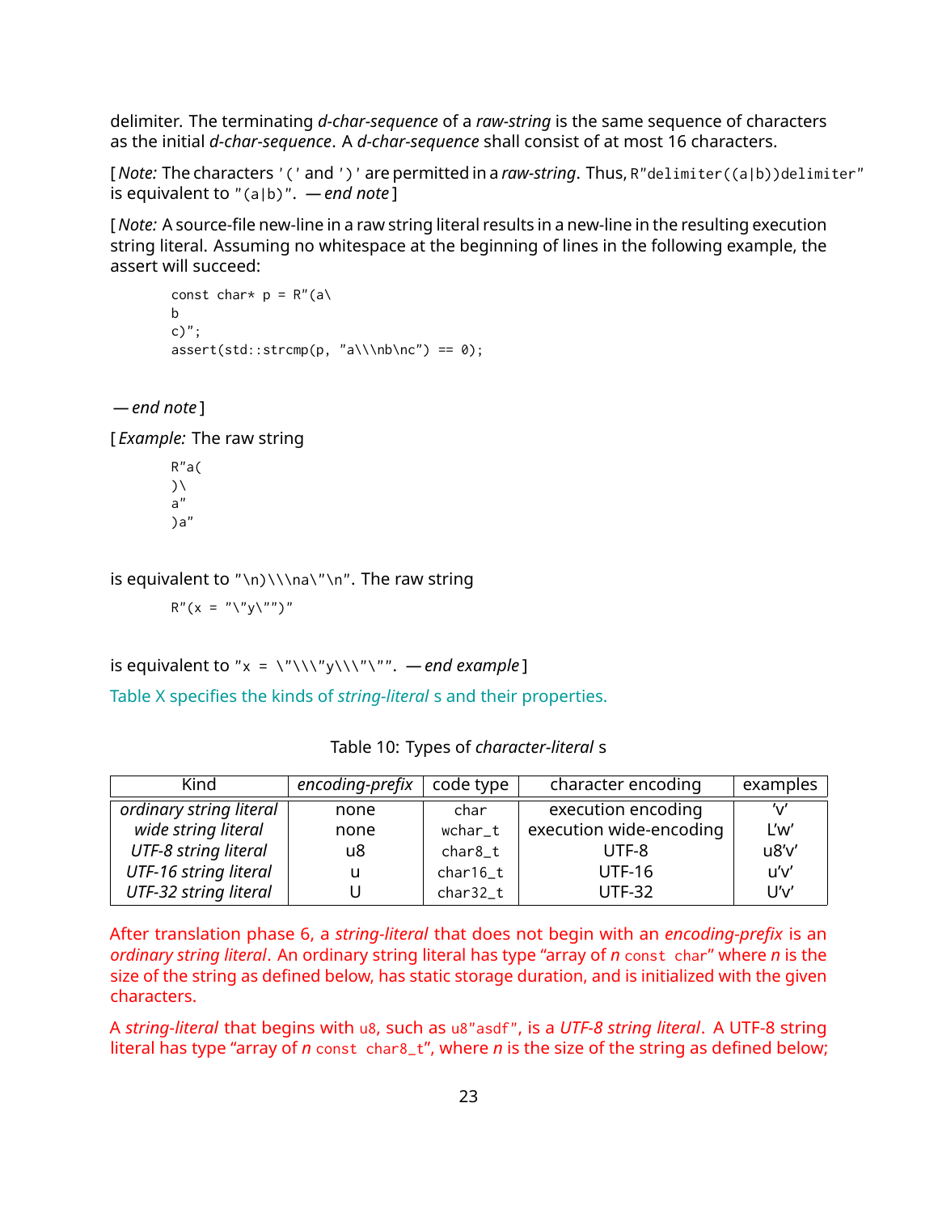delimiter. The terminating *d-char-sequence* of a *raw-string* is the same sequence of characters as the initial *d-char-sequence*. A *d-char-sequence* shall consist of at most 16 characters.

[ *Note:* The characters `'('` and `')'` are permitted in a *raw-string*. Thus, `R"delimiter((a|b))delimiter"` is equivalent to `"(a|b)"`. — *end note* ]

[ *Note:* A source-file new-line in a raw string literal results in a new-line in the resulting execution string literal. Assuming no whitespace at the beginning of lines in the following example, the assert will succeed:

```
const char* p = R"(a\
b
c)";
assert(std::strcmp(p, "a\\\nb\nc") == 0);
```

— *end note* ]

[ *Example:* The raw string

```
R"a(
)\
a"
)a"
```

is equivalent to `"\n)\\\na\"\n"`. The raw string

```
R"(x = "\"y\"")"
```

is equivalent to `"x = \"\\\"y\\\"\""`. — *end example* ]

Table X specifies the kinds of *string-literal* s and their properties.

Table 10: Types of *character-literal* s

| Kind | *encoding-prefix* | code type | character encoding | examples |
|---|---|---|---|---|
| *ordinary string literal* | none | `char` | execution encoding | 'v' |
| *wide string literal* | none | `wchar_t` | execution wide-encoding | L'w' |
| *UTF-8 string literal* | u8 | `char8_t` | UTF-8 | u8'v' |
| *UTF-16 string literal* | u | `char16_t` | UTF-16 | u'v' |
| *UTF-32 string literal* | U | `char32_t` | UTF-32 | U'v' |

After translation phase 6, a *string-literal* that does not begin with an *encoding-prefix* is an *ordinary string literal*. An ordinary string literal has type "array of *n* `const char`" where *n* is the size of the string as defined below, has static storage duration, and is initialized with the given characters.

A *string-literal* that begins with `u8`, such as `u8"asdf"`, is a *UTF-8 string literal*. A UTF-8 string literal has type "array of *n* `const char8_t`", where *n* is the size of the string as defined below;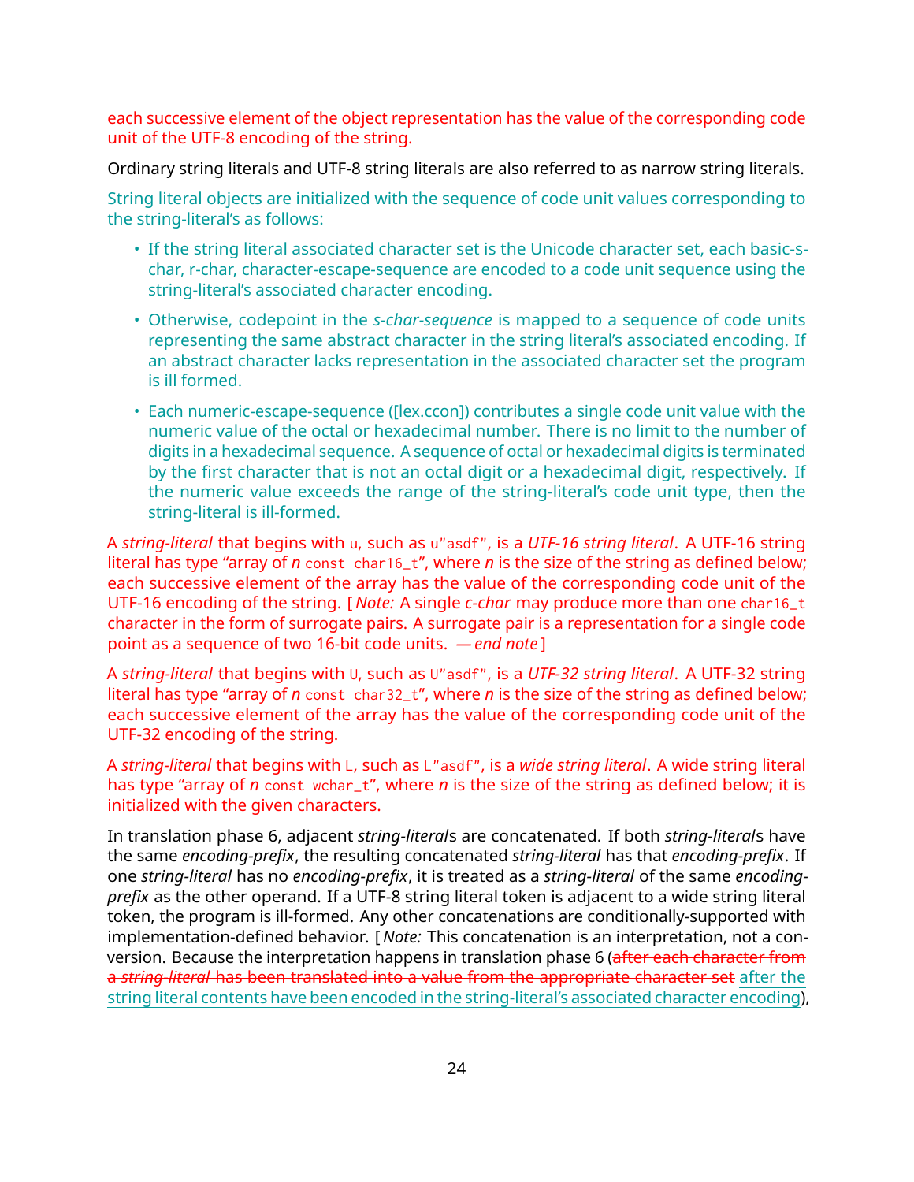each successive element of the object representation has the value of the corresponding code unit of the UTF-8 encoding of the string.

Ordinary string literals and UTF-8 string literals are also referred to as narrow string literals.

String literal objects are initialized with the sequence of code unit values corresponding to the string-literal's as follows:

- If the string literal associated character set is the Unicode character set, each basic-s-char, r-char, character-escape-sequence are encoded to a code unit sequence using the string-literal's associated character encoding.
- Otherwise, codepoint in the *s-char-sequence* is mapped to a sequence of code units representing the same abstract character in the string literal's associated encoding. If an abstract character lacks representation in the associated character set the program is ill formed.
- Each numeric-escape-sequence ([lex.ccon]) contributes a single code unit value with the numeric value of the octal or hexadecimal number. There is no limit to the number of digits in a hexadecimal sequence. A sequence of octal or hexadecimal digits is terminated by the first character that is not an octal digit or a hexadecimal digit, respectively. If the numeric value exceeds the range of the string-literal's code unit type, then the string-literal is ill-formed.

A *string-literal* that begins with `u`, such as `u"asdf"`, is a *UTF-16 string literal*. A UTF-16 string literal has type "array of *n* `const char16_t`", where *n* is the size of the string as defined below; each successive element of the array has the value of the corresponding code unit of the UTF-16 encoding of the string. [*Note:* A single *c-char* may produce more than one `char16_t` character in the form of surrogate pairs. A surrogate pair is a representation for a single code point as a sequence of two 16-bit code units. — *end note*]

A *string-literal* that begins with `U`, such as `U"asdf"`, is a *UTF-32 string literal*. A UTF-32 string literal has type "array of *n* `const char32_t`", where *n* is the size of the string as defined below; each successive element of the array has the value of the corresponding code unit of the UTF-32 encoding of the string.

A *string-literal* that begins with `L`, such as `L"asdf"`, is a *wide string literal*. A wide string literal has type "array of *n* `const wchar_t`", where *n* is the size of the string as defined below; it is initialized with the given characters.

In translation phase 6, adjacent *string-literal*s are concatenated. If both *string-literal*s have the same *encoding-prefix*, the resulting concatenated *string-literal* has that *encoding-prefix*. If one *string-literal* has no *encoding-prefix*, it is treated as a *string-literal* of the same *encoding-prefix* as the other operand. If a UTF-8 string literal token is adjacent to a wide string literal token, the program is ill-formed. Any other concatenations are conditionally-supported with implementation-defined behavior. [*Note:* This concatenation is an interpretation, not a conversion. Because the interpretation happens in translation phase 6 (~~after each character from a *string-literal* has been translated into a value from the appropriate character set~~ after the string literal contents have been encoded in the string-literal's associated character encoding),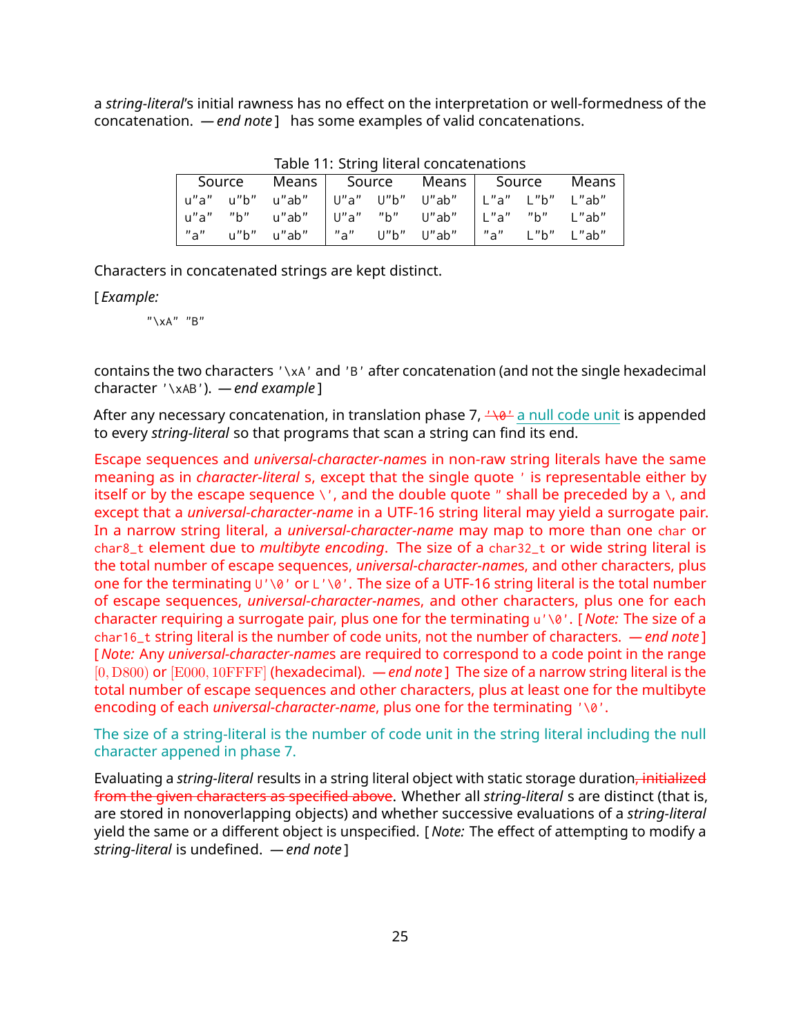a *string-literal*'s initial rawness has no effect on the interpretation or well-formedness of the concatenation. — *end note* ] has some examples of valid concatenations.

Table 11: String literal concatenations

| Source | | Means | Source | | Means | Source | | Means |
|---|---|---|---|---|---|---|---|---|
| u"a" | u"b" | u"ab" | U"a" | U"b" | U"ab" | L"a" | L"b" | L"ab" |
| u"a" | "b" | u"ab" | U"a" | "b" | U"ab" | L"a" | "b" | L"ab" |
| "a" | u"b" | u"ab" | "a" | U"b" | U"ab" | "a" | L"b" | L"ab" |

Characters in concatenated strings are kept distinct.

[ *Example:*

```
"\xA" "B"
```

contains the two characters '\xA' and 'B' after concatenation (and not the single hexadecimal character '\xAB'). — *end example* ]

After any necessary concatenation, in translation phase 7, ~~'\0'~~ a null code unit is appended to every *string-literal* so that programs that scan a string can find its end.

Escape sequences and *universal-character-name*s in non-raw string literals have the same meaning as in *character-literal* s, except that the single quote ' is representable either by itself or by the escape sequence \', and the double quote " shall be preceded by a \, and except that a *universal-character-name* in a UTF-16 string literal may yield a surrogate pair. In a narrow string literal, a *universal-character-name* may map to more than one char or char8_t element due to *multibyte encoding*. The size of a char32_t or wide string literal is the total number of escape sequences, *universal-character-name*s, and other characters, plus one for the terminating U'\0' or L'\0'. The size of a UTF-16 string literal is the total number of escape sequences, *universal-character-name*s, and other characters, plus one for each character requiring a surrogate pair, plus one for the terminating u'\0'. [ *Note:* The size of a char16_t string literal is the number of code units, not the number of characters. — *end note* ] [ *Note:* Any *universal-character-name*s are required to correspond to a code point in the range $[0, \text{D800})$ or $[\text{E000}, \text{10FFFF}]$ (hexadecimal). — *end note* ] The size of a narrow string literal is the total number of escape sequences and other characters, plus at least one for the multibyte encoding of each *universal-character-name*, plus one for the terminating '\0'.

The size of a string-literal is the number of code unit in the string literal including the null character appened in phase 7.

Evaluating a *string-literal* results in a string literal object with static storage duration~~, initialized from the given characters as specified above~~. Whether all *string-literal* s are distinct (that is, are stored in nonoverlapping objects) and whether successive evaluations of a *string-literal* yield the same or a different object is unspecified. [ *Note:* The effect of attempting to modify a *string-literal* is undefined. — *end note* ]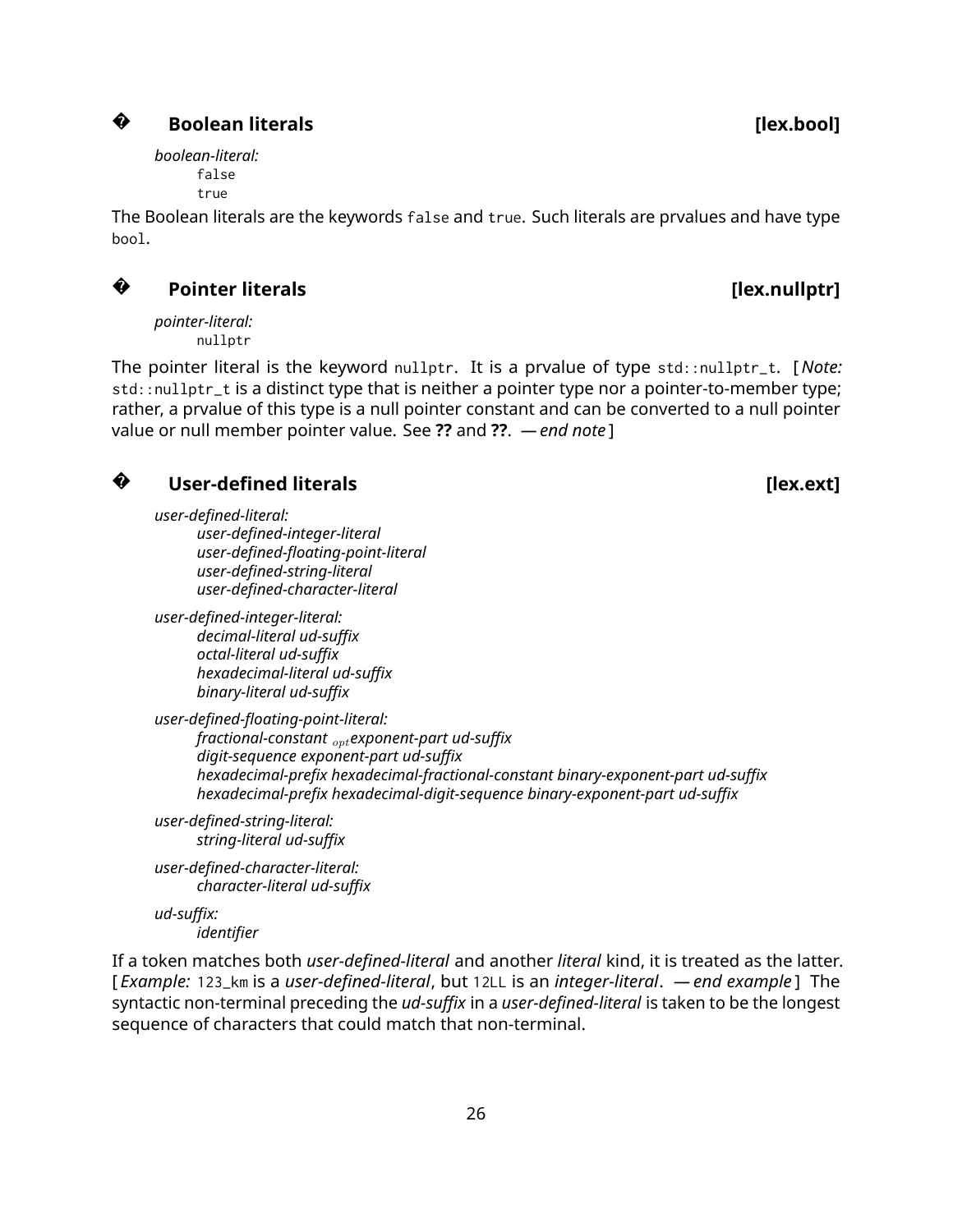## � Boolean literals [lex.bool]

*boolean-literal:*
  `false`
  `true`

The Boolean literals are the keywords `false` and `true`. Such literals are prvalues and have type `bool`.

## � Pointer literals [lex.nullptr]

*pointer-literal:*
  `nullptr`

The pointer literal is the keyword `nullptr`. It is a prvalue of type `std::nullptr_t`. [ *Note:* `std::nullptr_t` is a distinct type that is neither a pointer type nor a pointer-to-member type; rather, a prvalue of this type is a null pointer constant and can be converted to a null pointer value or null member pointer value. See **??** and **??**. — *end note* ]

## � User-defined literals [lex.ext]

*user-defined-literal:*
  *user-defined-integer-literal*
  *user-defined-floating-point-literal*
  *user-defined-string-literal*
  *user-defined-character-literal*

*user-defined-integer-literal:*
  *decimal-literal ud-suffix*
  *octal-literal ud-suffix*
  *hexadecimal-literal ud-suffix*
  *binary-literal ud-suffix*

*user-defined-floating-point-literal:*
  *fractional-constant* $_{opt}$*exponent-part ud-suffix*
  *digit-sequence exponent-part ud-suffix*
  *hexadecimal-prefix hexadecimal-fractional-constant binary-exponent-part ud-suffix*
  *hexadecimal-prefix hexadecimal-digit-sequence binary-exponent-part ud-suffix*

*user-defined-string-literal:*
  *string-literal ud-suffix*

*user-defined-character-literal:*
  *character-literal ud-suffix*

*ud-suffix:*
  *identifier*

If a token matches both *user-defined-literal* and another *literal* kind, it is treated as the latter. [ *Example:* `123_km` is a *user-defined-literal*, but `12LL` is an *integer-literal*. — *end example* ] The syntactic non-terminal preceding the *ud-suffix* in a *user-defined-literal* is taken to be the longest sequence of characters that could match that non-terminal.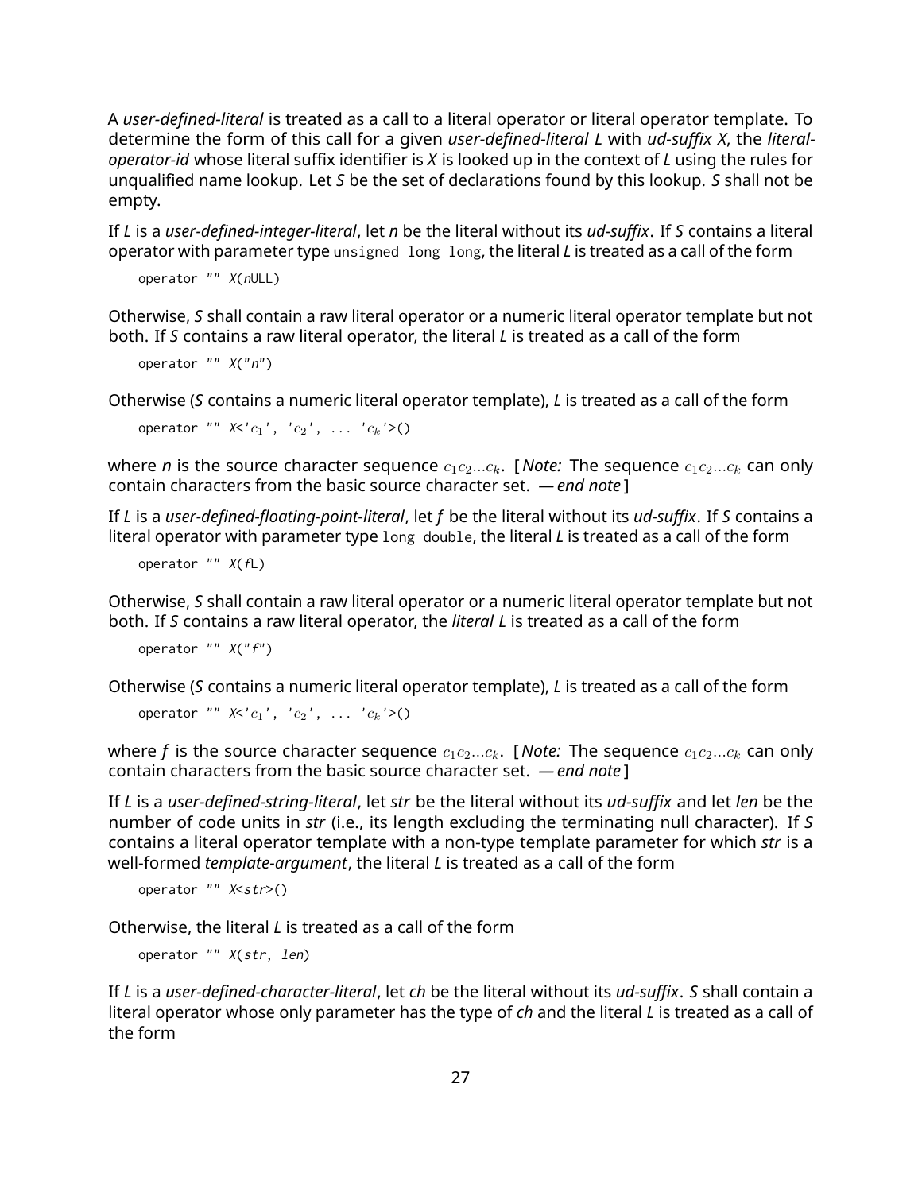A *user-defined-literal* is treated as a call to a literal operator or literal operator template. To determine the form of this call for a given *user-defined-literal* *L* with *ud-suffix* *X*, the *literal-operator-id* whose literal suffix identifier is *X* is looked up in the context of *L* using the rules for unqualified name lookup. Let *S* be the set of declarations found by this lookup. *S* shall not be empty.

If *L* is a *user-defined-integer-literal*, let *n* be the literal without its *ud-suffix*. If *S* contains a literal operator with parameter type `unsigned long long`, the literal *L* is treated as a call of the form

```
operator "" X(nULL)
```

Otherwise, *S* shall contain a raw literal operator or a numeric literal operator template but not both. If *S* contains a raw literal operator, the literal *L* is treated as a call of the form

```
operator "" X("n")
```

Otherwise (*S* contains a numeric literal operator template), *L* is treated as a call of the form

```
operator "" X<'c1', 'c2', ... 'ck'>()
```

where *n* is the source character sequence $c_1c_2...c_k$. [*Note:* The sequence $c_1c_2...c_k$ can only contain characters from the basic source character set. —*end note*]

If *L* is a *user-defined-floating-point-literal*, let *f* be the literal without its *ud-suffix*. If *S* contains a literal operator with parameter type `long double`, the literal *L* is treated as a call of the form

```
operator "" X(fL)
```

Otherwise, *S* shall contain a raw literal operator or a numeric literal operator template but not both. If *S* contains a raw literal operator, the *literal* *L* is treated as a call of the form

```
operator "" X("f")
```

Otherwise (*S* contains a numeric literal operator template), *L* is treated as a call of the form

```
operator "" X<'c1', 'c2', ... 'ck'>()
```

where *f* is the source character sequence $c_1c_2...c_k$. [*Note:* The sequence $c_1c_2...c_k$ can only contain characters from the basic source character set. —*end note*]

If *L* is a *user-defined-string-literal*, let *str* be the literal without its *ud-suffix* and let *len* be the number of code units in *str* (i.e., its length excluding the terminating null character). If *S* contains a literal operator template with a non-type template parameter for which *str* is a well-formed *template-argument*, the literal *L* is treated as a call of the form

```
operator "" X<str>()
```

Otherwise, the literal *L* is treated as a call of the form

```
operator "" X(str, len)
```

If *L* is a *user-defined-character-literal*, let *ch* be the literal without its *ud-suffix*. *S* shall contain a literal operator whose only parameter has the type of *ch* and the literal *L* is treated as a call of the form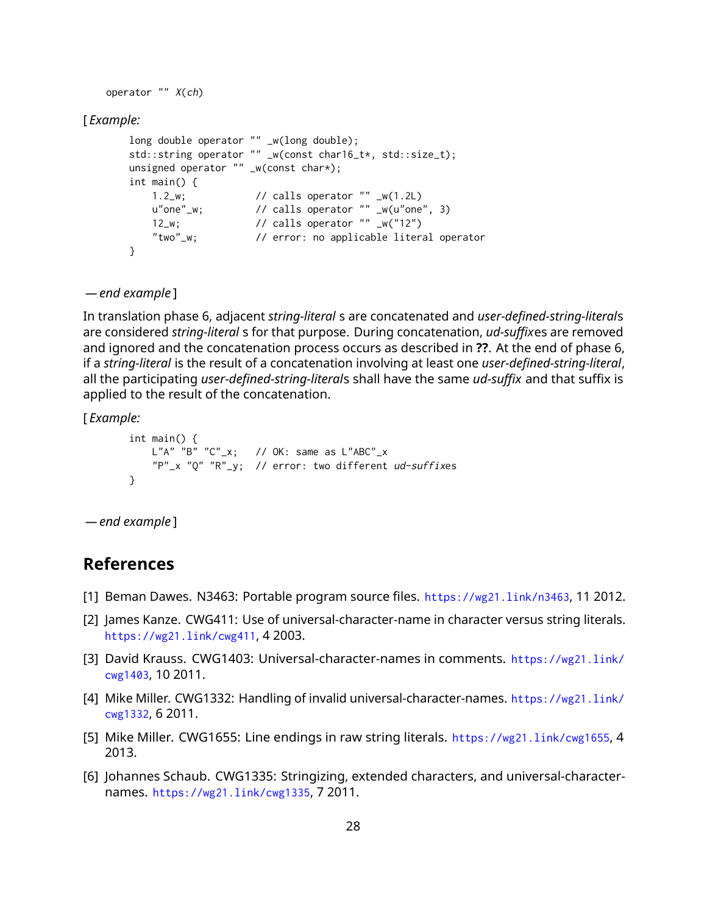```
operator "" X(ch)
```

[ *Example:*

```
long double operator "" _w(long double);
std::string operator "" _w(const char16_t*, std::size_t);
unsigned operator "" _w(const char*);
int main() {
    1.2_w;            // calls operator "" _w(1.2L)
    u"one"_w;         // calls operator "" _w(u"one", 3)
    12_w;             // calls operator "" _w("12")
    "two"_w;          // error: no applicable literal operator
}
```

— *end example* ]

In translation phase 6, adjacent *string-literal* s are concatenated and *user-defined-string-literal*s are considered *string-literal* s for that purpose. During concatenation, *ud-suffix*es are removed and ignored and the concatenation process occurs as described in **??**. At the end of phase 6, if a *string-literal* is the result of a concatenation involving at least one *user-defined-string-literal*, all the participating *user-defined-string-literal*s shall have the same *ud-suffix* and that suffix is applied to the result of the concatenation.

[ *Example:*

```
int main() {
    L"A" "B" "C"_x;   // OK: same as L"ABC"_x
    "P"_x "Q" "R"_y;  // error: two different ud-suffixes
}
```

— *end example* ]

## References

[1] Beman Dawes. N3463: Portable program source files. https://wg21.link/n3463, 11 2012.

[2] James Kanze. CWG411: Use of universal-character-name in character versus string literals. https://wg21.link/cwg411, 4 2003.

[3] David Krauss. CWG1403: Universal-character-names in comments. https://wg21.link/cwg1403, 10 2011.

[4] Mike Miller. CWG1332: Handling of invalid universal-character-names. https://wg21.link/cwg1332, 6 2011.

[5] Mike Miller. CWG1655: Line endings in raw string literals. https://wg21.link/cwg1655, 4 2013.

[6] Johannes Schaub. CWG1335: Stringizing, extended characters, and universal-character-names. https://wg21.link/cwg1335, 7 2011.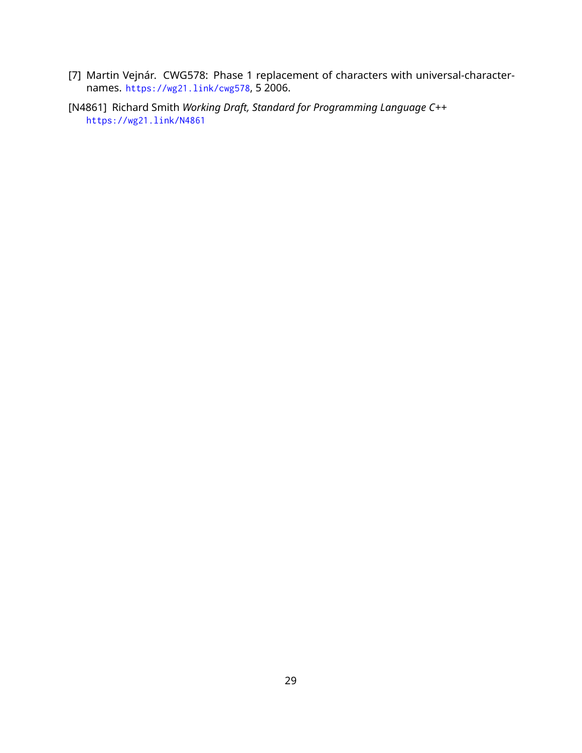[7] Martin Vejnár. CWG578: Phase 1 replacement of characters with universal-character-names. https://wg21.link/cwg578, 5 2006.

[N4861] Richard Smith *Working Draft, Standard for Programming Language C++* https://wg21.link/N4861